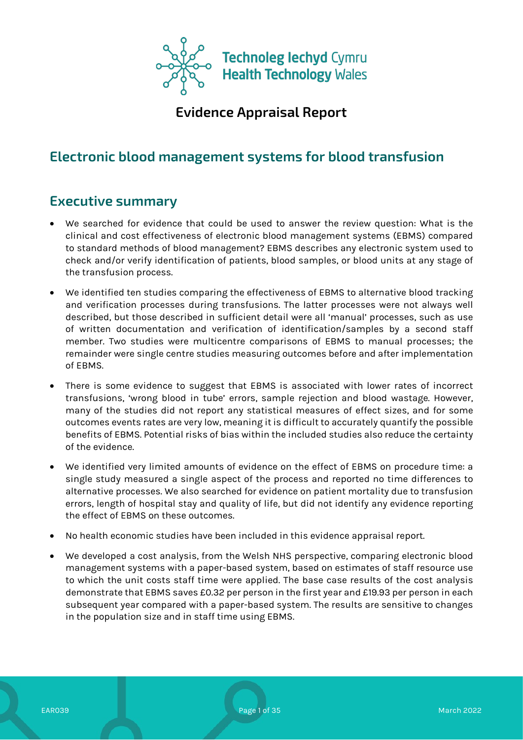Technoleg Iechyd Cymru
Health Technology Wales

## Evidence Appraisal Report

# Electronic blood management systems for blood transfusion

## Executive summary

- We searched for evidence that could be used to answer the review question: What is the clinical and cost effectiveness of electronic blood management systems (EBMS) compared to standard methods of blood management? EBMS describes any electronic system used to check and/or verify identification of patients, blood samples, or blood units at any stage of the transfusion process.
- We identified ten studies comparing the effectiveness of EBMS to alternative blood tracking and verification processes during transfusions. The latter processes were not always well described, but those described in sufficient detail were all 'manual' processes, such as use of written documentation and verification of identification/samples by a second staff member. Two studies were multicentre comparisons of EBMS to manual processes; the remainder were single centre studies measuring outcomes before and after implementation of EBMS.
- There is some evidence to suggest that EBMS is associated with lower rates of incorrect transfusions, 'wrong blood in tube' errors, sample rejection and blood wastage. However, many of the studies did not report any statistical measures of effect sizes, and for some outcomes events rates are very low, meaning it is difficult to accurately quantify the possible benefits of EBMS. Potential risks of bias within the included studies also reduce the certainty of the evidence.
- We identified very limited amounts of evidence on the effect of EBMS on procedure time: a single study measured a single aspect of the process and reported no time differences to alternative processes. We also searched for evidence on patient mortality due to transfusion errors, length of hospital stay and quality of life, but did not identify any evidence reporting the effect of EBMS on these outcomes.
- No health economic studies have been included in this evidence appraisal report.
- We developed a cost analysis, from the Welsh NHS perspective, comparing electronic blood management systems with a paper-based system, based on estimates of staff resource use to which the unit costs staff time were applied. The base case results of the cost analysis demonstrate that EBMS saves £0.32 per person in the first year and £19.93 per person in each subsequent year compared with a paper-based system. The results are sensitive to changes in the population size and in staff time using EBMS.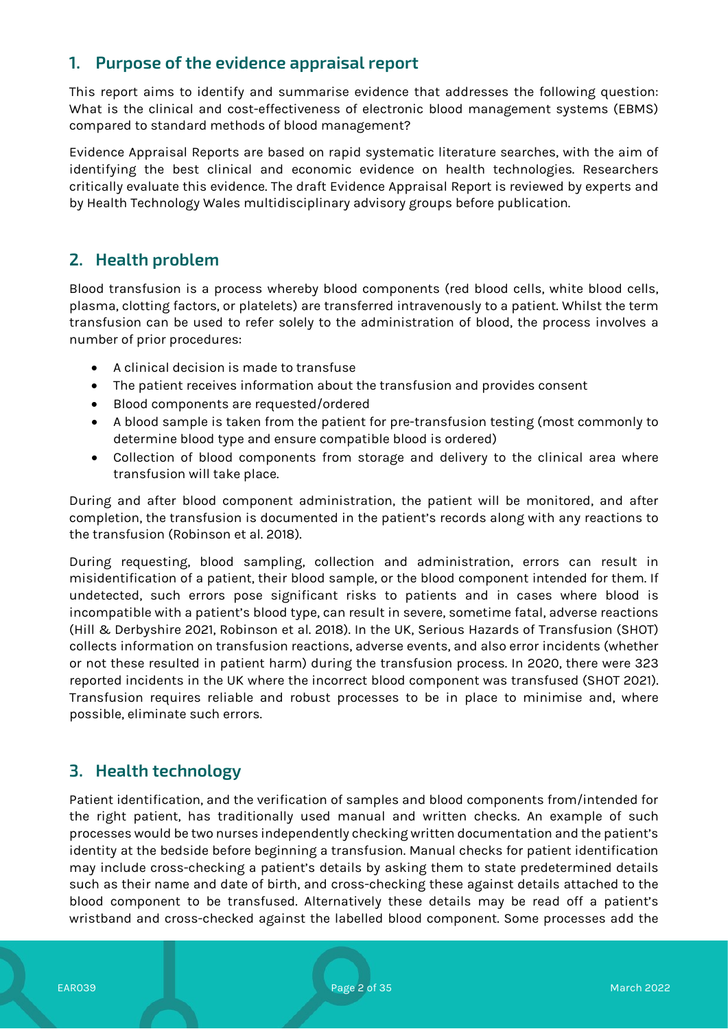## 1. Purpose of the evidence appraisal report

This report aims to identify and summarise evidence that addresses the following question: What is the clinical and cost-effectiveness of electronic blood management systems (EBMS) compared to standard methods of blood management?

Evidence Appraisal Reports are based on rapid systematic literature searches, with the aim of identifying the best clinical and economic evidence on health technologies. Researchers critically evaluate this evidence. The draft Evidence Appraisal Report is reviewed by experts and by Health Technology Wales multidisciplinary advisory groups before publication.

## 2. Health problem

Blood transfusion is a process whereby blood components (red blood cells, white blood cells, plasma, clotting factors, or platelets) are transferred intravenously to a patient. Whilst the term transfusion can be used to refer solely to the administration of blood, the process involves a number of prior procedures:

- A clinical decision is made to transfuse
- The patient receives information about the transfusion and provides consent
- Blood components are requested/ordered
- A blood sample is taken from the patient for pre-transfusion testing (most commonly to determine blood type and ensure compatible blood is ordered)
- Collection of blood components from storage and delivery to the clinical area where transfusion will take place.

During and after blood component administration, the patient will be monitored, and after completion, the transfusion is documented in the patient's records along with any reactions to the transfusion (Robinson et al. 2018).

During requesting, blood sampling, collection and administration, errors can result in misidentification of a patient, their blood sample, or the blood component intended for them. If undetected, such errors pose significant risks to patients and in cases where blood is incompatible with a patient's blood type, can result in severe, sometime fatal, adverse reactions (Hill & Derbyshire 2021, Robinson et al. 2018). In the UK, Serious Hazards of Transfusion (SHOT) collects information on transfusion reactions, adverse events, and also error incidents (whether or not these resulted in patient harm) during the transfusion process. In 2020, there were 323 reported incidents in the UK where the incorrect blood component was transfused (SHOT 2021). Transfusion requires reliable and robust processes to be in place to minimise and, where possible, eliminate such errors.

## 3. Health technology

Patient identification, and the verification of samples and blood components from/intended for the right patient, has traditionally used manual and written checks. An example of such processes would be two nurses independently checking written documentation and the patient's identity at the bedside before beginning a transfusion. Manual checks for patient identification may include cross-checking a patient's details by asking them to state predetermined details such as their name and date of birth, and cross-checking these against details attached to the blood component to be transfused. Alternatively these details may be read off a patient's wristband and cross-checked against the labelled blood component. Some processes add the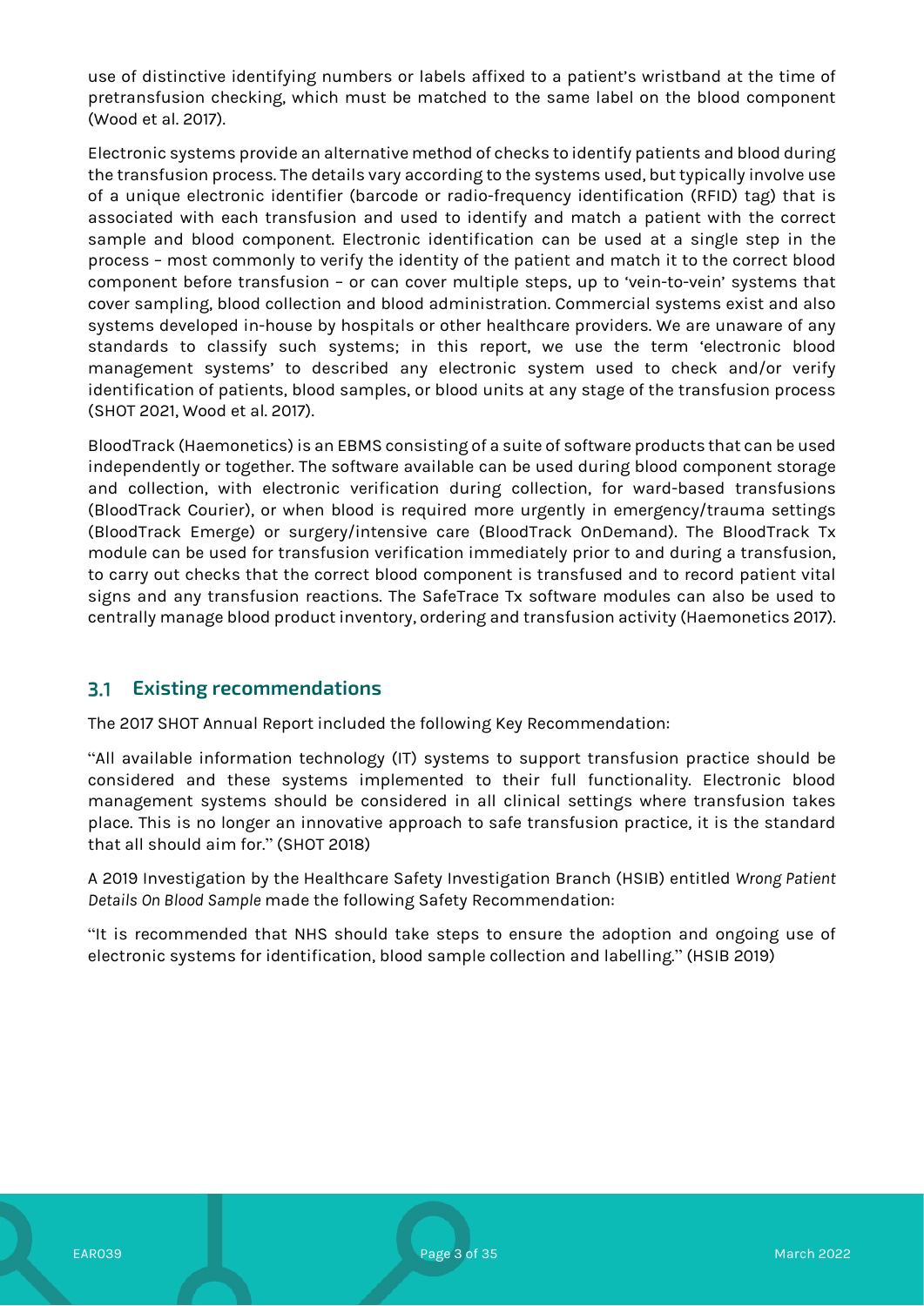use of distinctive identifying numbers or labels affixed to a patient's wristband at the time of pretransfusion checking, which must be matched to the same label on the blood component (Wood et al. 2017).

Electronic systems provide an alternative method of checks to identify patients and blood during the transfusion process. The details vary according to the systems used, but typically involve use of a unique electronic identifier (barcode or radio-frequency identification (RFID) tag) that is associated with each transfusion and used to identify and match a patient with the correct sample and blood component. Electronic identification can be used at a single step in the process – most commonly to verify the identity of the patient and match it to the correct blood component before transfusion – or can cover multiple steps, up to 'vein-to-vein' systems that cover sampling, blood collection and blood administration. Commercial systems exist and also systems developed in-house by hospitals or other healthcare providers. We are unaware of any standards to classify such systems; in this report, we use the term 'electronic blood management systems' to described any electronic system used to check and/or verify identification of patients, blood samples, or blood units at any stage of the transfusion process (SHOT 2021, Wood et al. 2017).

BloodTrack (Haemonetics) is an EBMS consisting of a suite of software products that can be used independently or together. The software available can be used during blood component storage and collection, with electronic verification during collection, for ward-based transfusions (BloodTrack Courier), or when blood is required more urgently in emergency/trauma settings (BloodTrack Emerge) or surgery/intensive care (BloodTrack OnDemand). The BloodTrack Tx module can be used for transfusion verification immediately prior to and during a transfusion, to carry out checks that the correct blood component is transfused and to record patient vital signs and any transfusion reactions. The SafeTrace Tx software modules can also be used to centrally manage blood product inventory, ordering and transfusion activity (Haemonetics 2017).

## 3.1 Existing recommendations

The 2017 SHOT Annual Report included the following Key Recommendation:

"All available information technology (IT) systems to support transfusion practice should be considered and these systems implemented to their full functionality. Electronic blood management systems should be considered in all clinical settings where transfusion takes place. This is no longer an innovative approach to safe transfusion practice, it is the standard that all should aim for." (SHOT 2018)

A 2019 Investigation by the Healthcare Safety Investigation Branch (HSIB) entitled *Wrong Patient Details On Blood Sample* made the following Safety Recommendation:

"It is recommended that NHS should take steps to ensure the adoption and ongoing use of electronic systems for identification, blood sample collection and labelling." (HSIB 2019)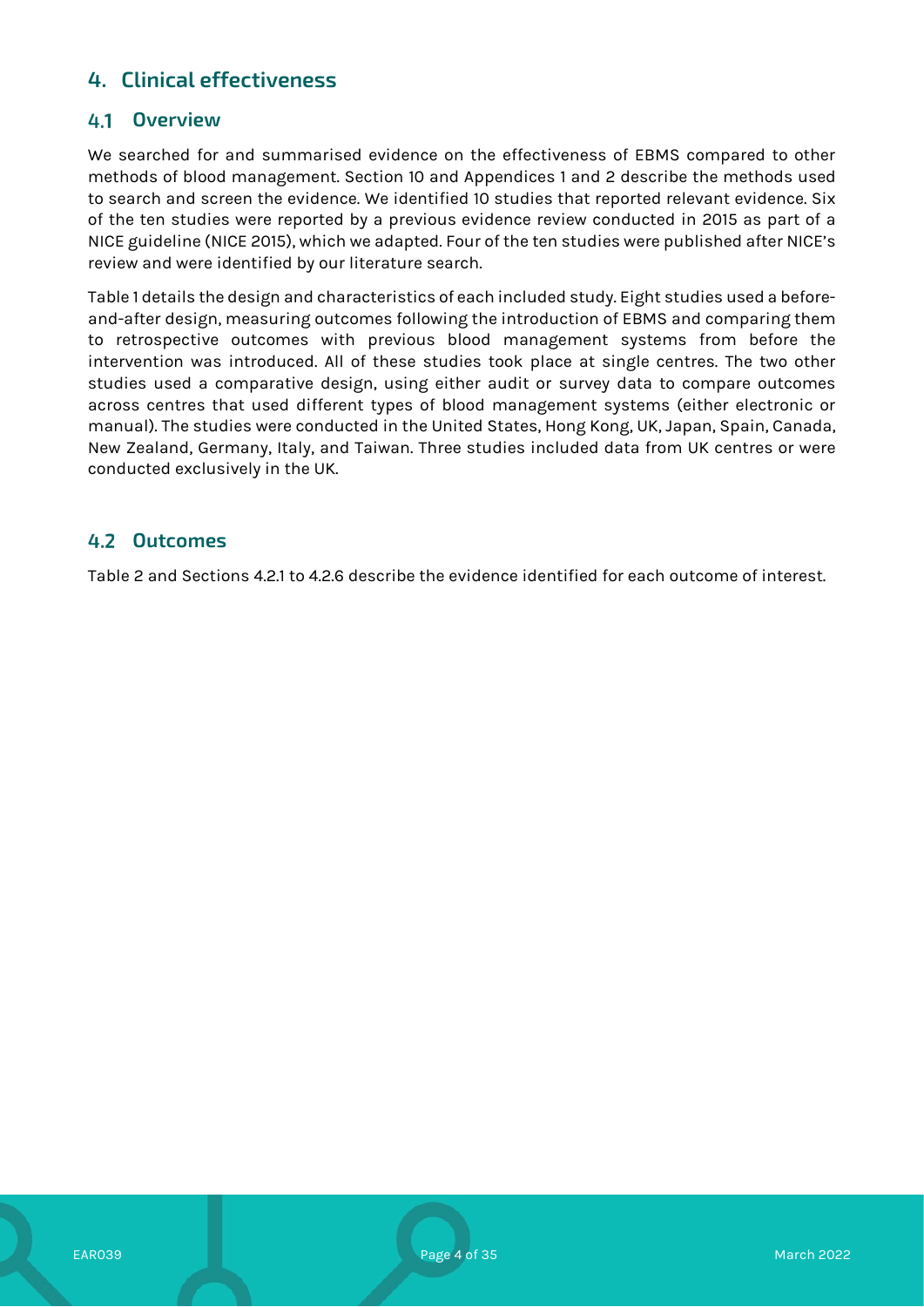# 4. Clinical effectiveness

## 4.1 Overview

We searched for and summarised evidence on the effectiveness of EBMS compared to other methods of blood management. Section 10 and Appendices 1 and 2 describe the methods used to search and screen the evidence. We identified 10 studies that reported relevant evidence. Six of the ten studies were reported by a previous evidence review conducted in 2015 as part of a NICE guideline (NICE 2015), which we adapted. Four of the ten studies were published after NICE's review and were identified by our literature search.

Table 1 details the design and characteristics of each included study. Eight studies used a before-and-after design, measuring outcomes following the introduction of EBMS and comparing them to retrospective outcomes with previous blood management systems from before the intervention was introduced. All of these studies took place at single centres. The two other studies used a comparative design, using either audit or survey data to compare outcomes across centres that used different types of blood management systems (either electronic or manual). The studies were conducted in the United States, Hong Kong, UK, Japan, Spain, Canada, New Zealand, Germany, Italy, and Taiwan. Three studies included data from UK centres or were conducted exclusively in the UK.

## 4.2 Outcomes

Table 2 and Sections 4.2.1 to 4.2.6 describe the evidence identified for each outcome of interest.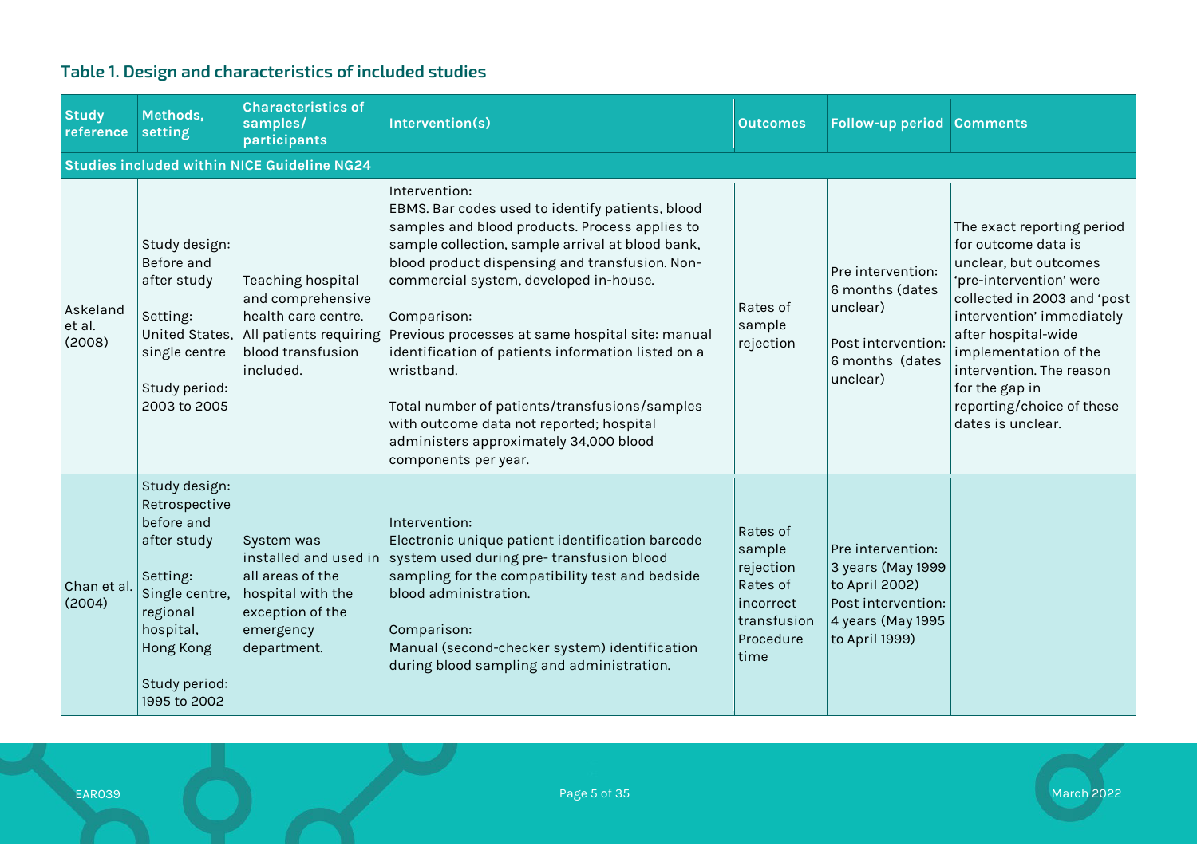### Table 1. Design and characteristics of included studies

| Study reference | Methods, setting | Characteristics of samples/ participants | Intervention(s) | Outcomes | Follow-up period | Comments |
|---|---|---|---|---|---|---|
| **Studies included within NICE Guideline NG24** | | | | | | |
| Askeland et al. (2008) | Study design: Before and after study<br><br>Setting: United States, single centre<br><br>Study period: 2003 to 2005 | Teaching hospital and comprehensive health care centre. All patients requiring blood transfusion included. | Intervention:<br>EBMS. Bar codes used to identify patients, blood samples and blood products. Process applies to sample collection, sample arrival at blood bank, blood product dispensing and transfusion. Non-commercial system, developed in-house.<br><br>Comparison:<br>Previous processes at same hospital site: manual identification of patients information listed on a wristband.<br><br>Total number of patients/transfusions/samples with outcome data not reported; hospital administers approximately 34,000 blood components per year. | Rates of sample rejection | Pre intervention: 6 months (dates unclear)<br><br>Post intervention: 6 months (dates unclear) | The exact reporting period for outcome data is unclear, but outcomes 'pre-intervention' were collected in 2003 and 'post intervention' immediately after hospital-wide implementation of the intervention. The reason for the gap in reporting/choice of these dates is unclear. |
| Chan et al. (2004) | Study design: Retrospective before and after study<br><br>Setting: Single centre, regional hospital, Hong Kong<br><br>Study period: 1995 to 2002 | System was installed and used in all areas of the hospital with the exception of the emergency department. | Intervention:<br>Electronic unique patient identification barcode system used during pre- transfusion blood sampling for the compatibility test and bedside blood administration.<br><br>Comparison:<br>Manual (second-checker system) identification during blood sampling and administration. | Rates of sample rejection<br>Rates of incorrect transfusion<br>Procedure time | Pre intervention: 3 years (May 1999 to April 2002)<br>Post intervention: 4 years (May 1995 to April 1999) | |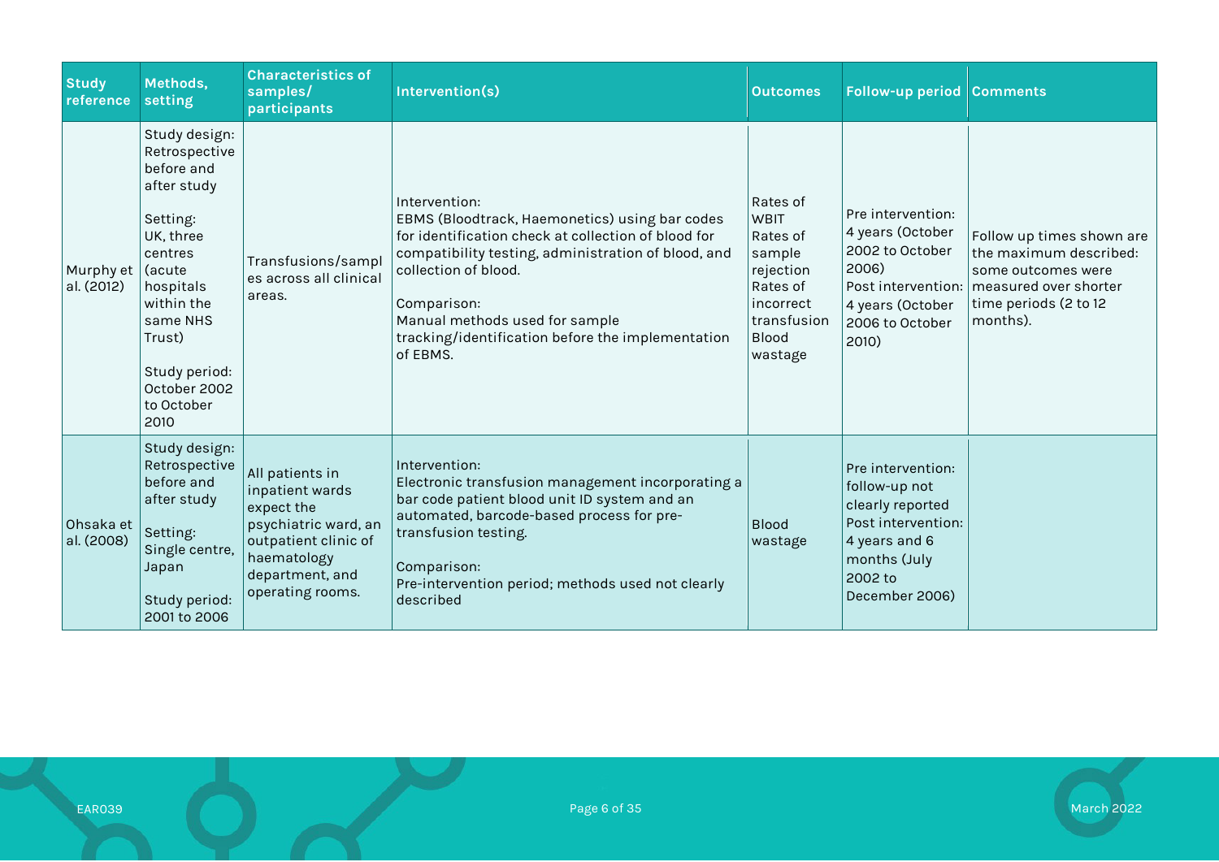| Study reference | Methods, setting | Characteristics of samples/ participants | Intervention(s) | Outcomes | Follow-up period | Comments |
|---|---|---|---|---|---|---|
| Murphy et al. (2012) | Study design: Retrospective before and after study<br><br>Setting: UK, three centres (acute hospitals within the same NHS Trust)<br><br>Study period: October 2002 to October 2010 | Transfusions/samples across all clinical areas. | Intervention:<br>EBMS (Bloodtrack, Haemonetics) using bar codes for identification check at collection of blood for compatibility testing, administration of blood, and collection of blood.<br><br>Comparison:<br>Manual methods used for sample tracking/identification before the implementation of EBMS. | Rates of WBIT<br>Rates of sample rejection<br>Rates of incorrect transfusion<br>Blood wastage | Pre intervention: 4 years (October 2002 to October 2006)<br>Post intervention: 4 years (October 2006 to October 2010) | Follow up times shown are the maximum described: some outcomes were measured over shorter time periods (2 to 12 months). |
| Ohsaka et al. (2008) | Study design: Retrospective before and after study<br><br>Setting: Single centre, Japan<br><br>Study period: 2001 to 2006 | All patients in inpatient wards expect the psychiatric ward, an outpatient clinic of haematology department, and operating rooms. | Intervention:<br>Electronic transfusion management incorporating a bar code patient blood unit ID system and an automated, barcode-based process for pre-transfusion testing.<br><br>Comparison:<br>Pre-intervention period; methods used not clearly described | Blood wastage | Pre intervention: follow-up not clearly reported<br>Post intervention: 4 years and 6 months (July 2002 to December 2006) | |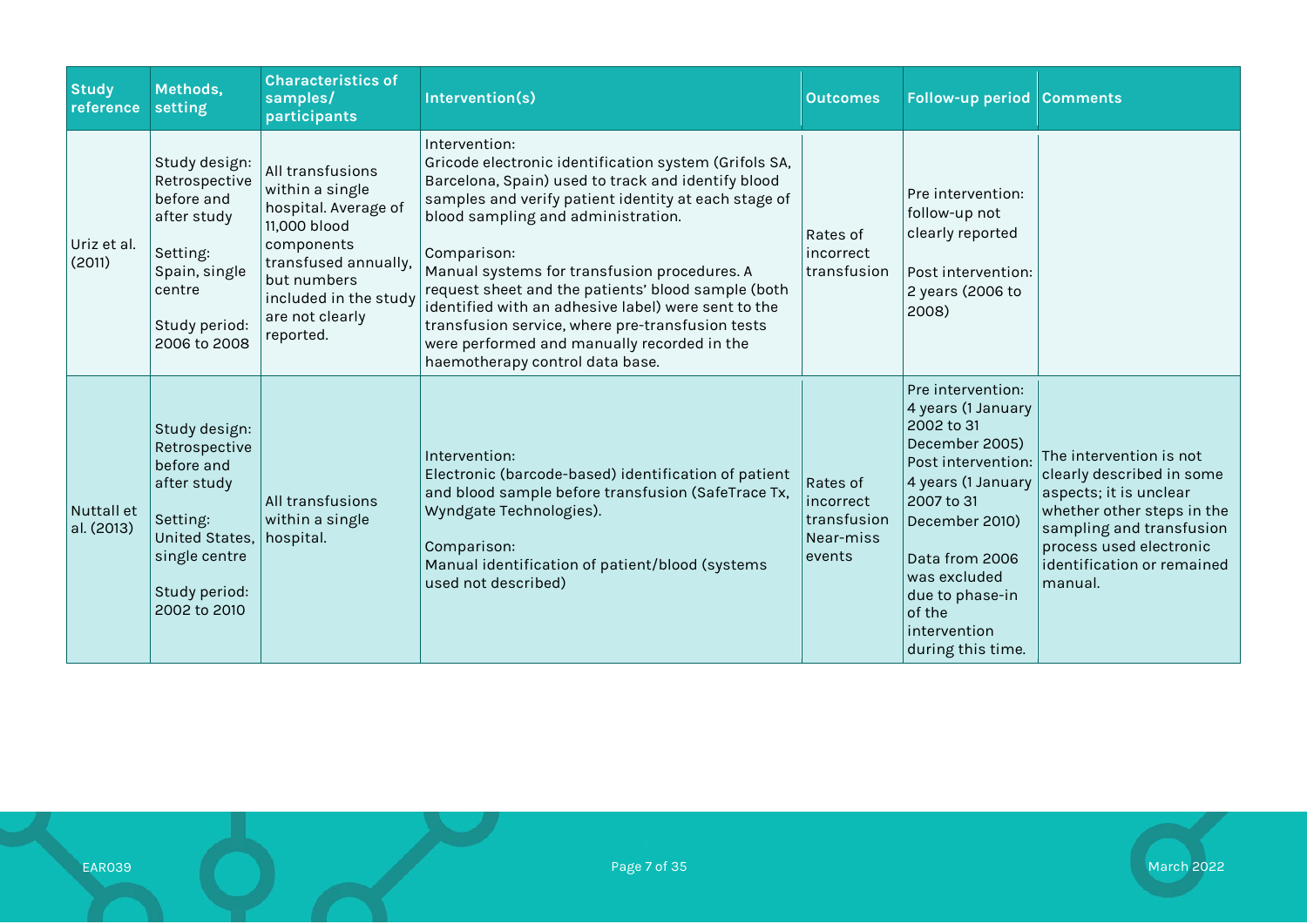| Study reference | Methods, setting | Characteristics of samples/ participants | Intervention(s) | Outcomes | Follow-up period | Comments |
|---|---|---|---|---|---|---|
| Uriz et al. (2011) | Study design: Retrospective before and after study<br><br>Setting: Spain, single centre<br><br>Study period: 2006 to 2008 | All transfusions within a single hospital. Average of 11,000 blood components transfused annually, but numbers included in the study are not clearly reported. | Intervention:<br>Gricode electronic identification system (Grifols SA, Barcelona, Spain) used to track and identify blood samples and verify patient identity at each stage of blood sampling and administration.<br><br>Comparison:<br>Manual systems for transfusion procedures. A request sheet and the patients' blood sample (both identified with an adhesive label) were sent to the transfusion service, where pre-transfusion tests were performed and manually recorded in the haemotherapy control data base. | Rates of incorrect transfusion | Pre intervention: follow-up not clearly reported<br><br>Post intervention: 2 years (2006 to 2008) | |
| Nuttall et al. (2013) | Study design: Retrospective before and after study<br><br>Setting: United States, single centre<br><br>Study period: 2002 to 2010 | All transfusions within a single hospital. | Intervention:<br>Electronic (barcode-based) identification of patient and blood sample before transfusion (SafeTrace Tx, Wyndgate Technologies).<br><br>Comparison:<br>Manual identification of patient/blood (systems used not described) | Rates of incorrect transfusion<br>Near-miss events | Pre intervention: 4 years (1 January 2002 to 31 December 2005)<br>Post intervention: 4 years (1 January 2007 to 31 December 2010)<br><br>Data from 2006 was excluded due to phase-in of the intervention during this time. | The intervention is not clearly described in some aspects; it is unclear whether other steps in the sampling and transfusion process used electronic identification or remained manual. |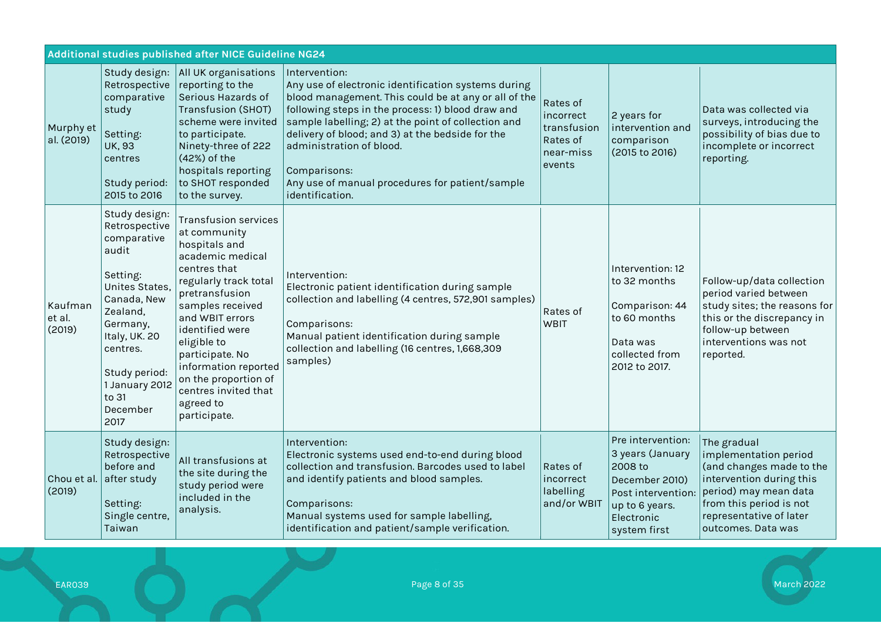| Additional studies published after NICE Guideline NG24 | | | | | | |
|---|---|---|---|---|---|---|
| Murphy et al. (2019) | Study design: Retrospective comparative study<br><br>Setting: UK, 93 centres<br><br>Study period: 2015 to 2016 | All UK organisations reporting to the Serious Hazards of Transfusion (SHOT) scheme were invited to participate. Ninety-three of 222 (42%) of the hospitals reporting to SHOT responded to the survey. | Intervention:<br>Any use of electronic identification systems during blood management. This could be at any or all of the following steps in the process: 1) blood draw and sample labelling; 2) at the point of collection and delivery of blood; and 3) at the bedside for the administration of blood.<br><br>Comparisons:<br>Any use of manual procedures for patient/sample identification. | Rates of incorrect transfusion<br>Rates of near-miss events | 2 years for intervention and comparison (2015 to 2016) | Data was collected via surveys, introducing the possibility of bias due to incomplete or incorrect reporting. |
| Kaufman et al. (2019) | Study design: Retrospective comparative audit<br><br>Setting: Unites States, Canada, New Zealand, Germany, Italy, UK. 20 centres.<br><br>Study period: 1 January 2012 to 31 December 2017 | Transfusion services at community hospitals and academic medical centres that regularly track total pretransfusion samples received and WBIT errors identified were eligible to participate. No information reported on the proportion of centres invited that agreed to participate. | Intervention:<br>Electronic patient identification during sample collection and labelling (4 centres, 572,901 samples)<br><br>Comparisons:<br>Manual patient identification during sample collection and labelling (16 centres, 1,668,309 samples) | Rates of WBIT | Intervention: 12 to 32 months<br><br>Comparison: 44 to 60 months<br><br>Data was collected from 2012 to 2017. | Follow-up/data collection period varied between study sites; the reasons for this or the discrepancy in follow-up between interventions was not reported. |
| Chou et al. (2019) | Study design: Retrospective before and after study<br><br>Setting: Single centre, Taiwan | All transfusions at the site during the study period were included in the analysis. | Intervention:<br>Electronic systems used end-to-end during blood collection and transfusion. Barcodes used to label and identify patients and blood samples.<br><br>Comparisons:<br>Manual systems used for sample labelling, identification and patient/sample verification. | Rates of incorrect labelling and/or WBIT | Pre intervention: 3 years (January 2008 to December 2010)<br>Post intervention: up to 6 years. Electronic system first | The gradual implementation period (and changes made to the intervention during this period) may mean data from this period is not representative of later outcomes. Data was |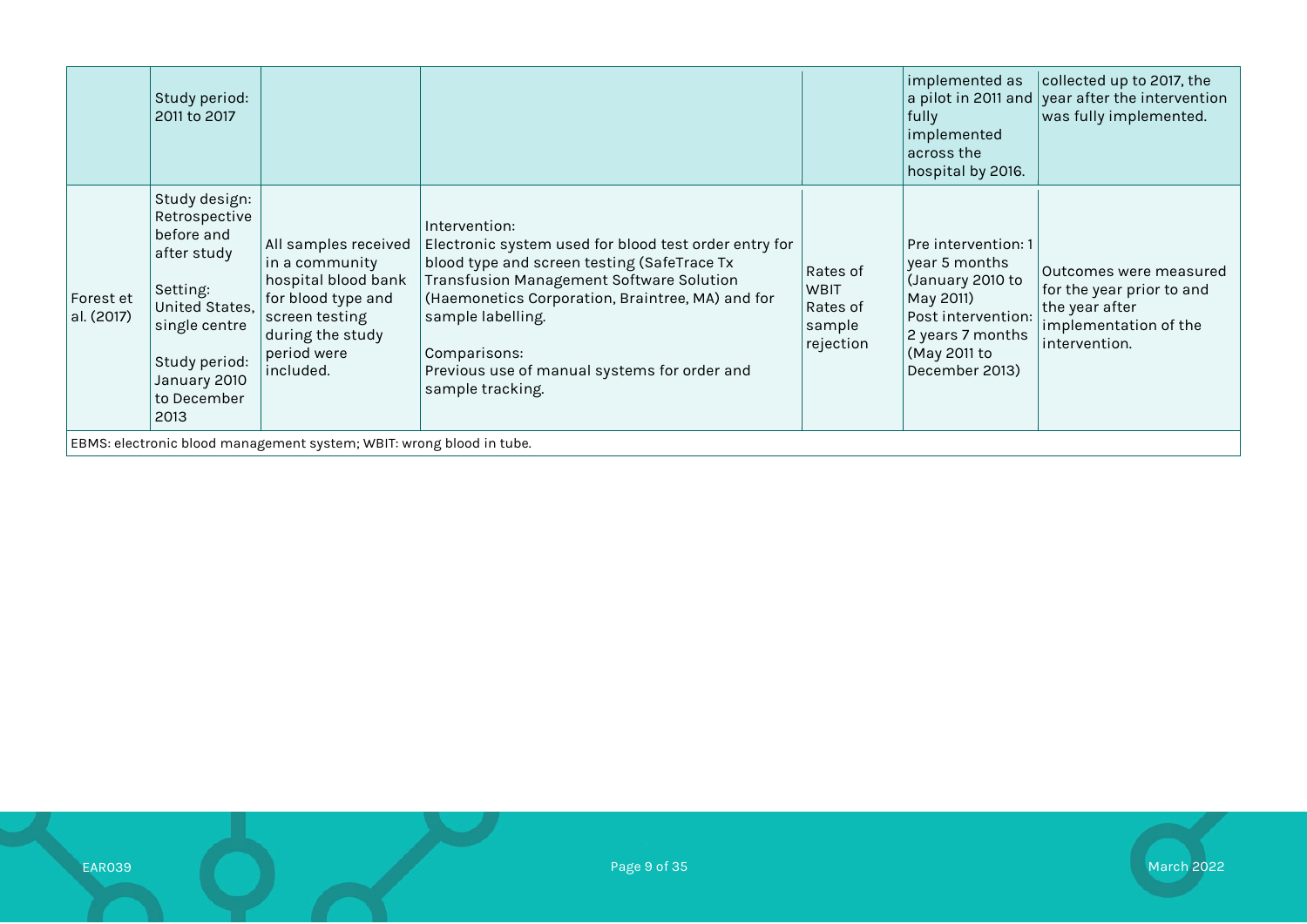| | | | | | | |
|---|---|---|---|---|---|---|
| | Study period: 2011 to 2017 | | | | implemented as a pilot in 2011 and fully implemented across the hospital by 2016. | collected up to 2017, the year after the intervention was fully implemented. |
| Forest et al. (2017) | Study design: Retrospective before and after study<br><br>Setting: United States, single centre<br><br>Study period: January 2010 to December 2013 | All samples received in a community hospital blood bank for blood type and screen testing during the study period were included. | Intervention:<br>Electronic system used for blood test order entry for blood type and screen testing (SafeTrace Tx Transfusion Management Software Solution (Haemonetics Corporation, Braintree, MA) and for sample labelling.<br><br>Comparisons:<br>Previous use of manual systems for order and sample tracking. | Rates of WBIT<br>Rates of sample rejection | Pre intervention: 1 year 5 months (January 2010 to May 2011)<br>Post intervention: 2 years 7 months (May 2011 to December 2013) | Outcomes were measured for the year prior to and the year after implementation of the intervention. |

EBMS: electronic blood management system; WBIT: wrong blood in tube.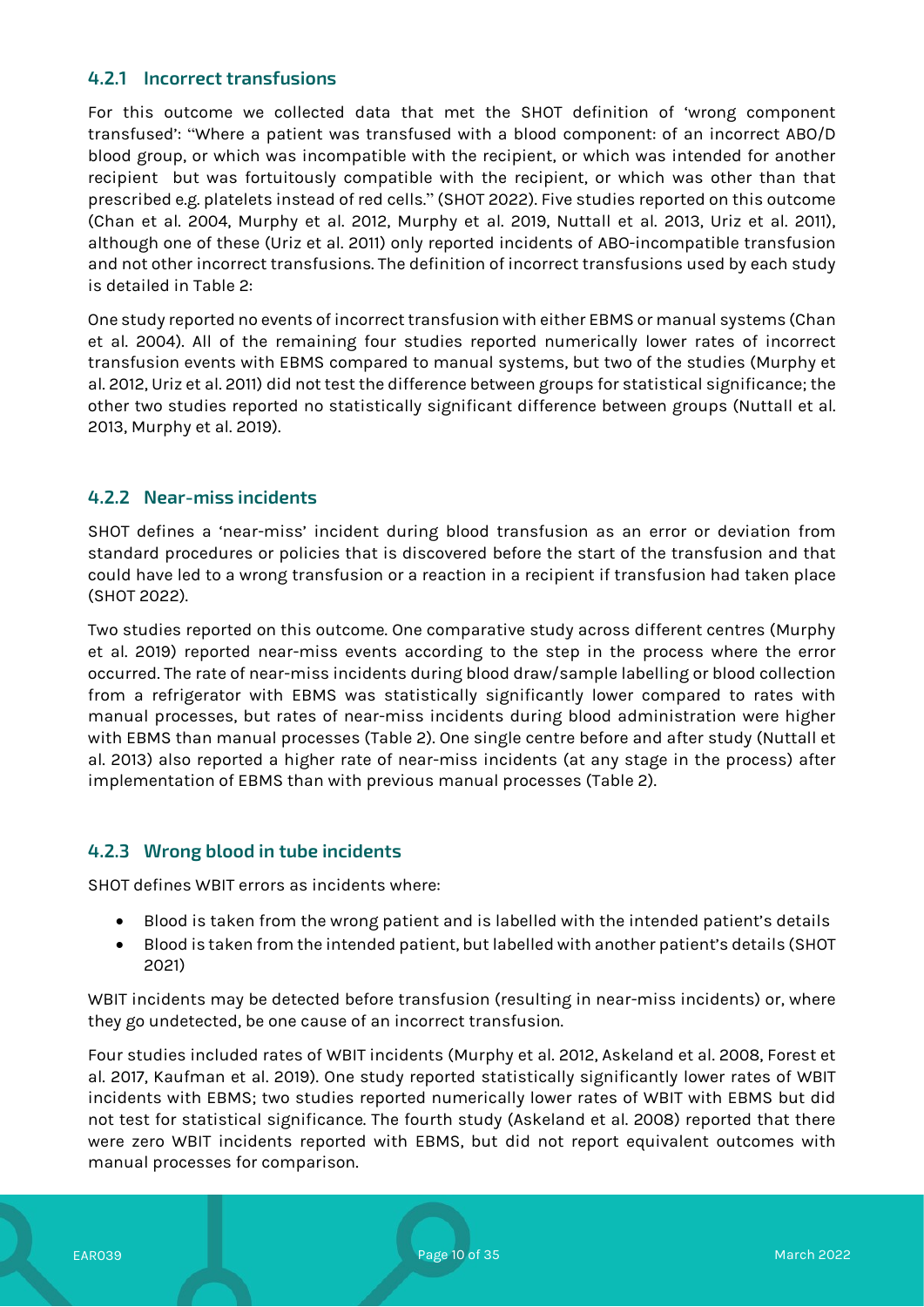### 4.2.1 Incorrect transfusions

For this outcome we collected data that met the SHOT definition of 'wrong component transfused': "Where a patient was transfused with a blood component: of an incorrect ABO/D blood group, or which was incompatible with the recipient, or which was intended for another recipient but was fortuitously compatible with the recipient, or which was other than that prescribed e.g. platelets instead of red cells." (SHOT 2022). Five studies reported on this outcome (Chan et al. 2004, Murphy et al. 2012, Murphy et al. 2019, Nuttall et al. 2013, Uriz et al. 2011), although one of these (Uriz et al. 2011) only reported incidents of ABO-incompatible transfusion and not other incorrect transfusions. The definition of incorrect transfusions used by each study is detailed in Table 2:

One study reported no events of incorrect transfusion with either EBMS or manual systems (Chan et al. 2004). All of the remaining four studies reported numerically lower rates of incorrect transfusion events with EBMS compared to manual systems, but two of the studies (Murphy et al. 2012, Uriz et al. 2011) did not test the difference between groups for statistical significance; the other two studies reported no statistically significant difference between groups (Nuttall et al. 2013, Murphy et al. 2019).

### 4.2.2 Near-miss incidents

SHOT defines a 'near-miss' incident during blood transfusion as an error or deviation from standard procedures or policies that is discovered before the start of the transfusion and that could have led to a wrong transfusion or a reaction in a recipient if transfusion had taken place (SHOT 2022).

Two studies reported on this outcome. One comparative study across different centres (Murphy et al. 2019) reported near-miss events according to the step in the process where the error occurred. The rate of near-miss incidents during blood draw/sample labelling or blood collection from a refrigerator with EBMS was statistically significantly lower compared to rates with manual processes, but rates of near-miss incidents during blood administration were higher with EBMS than manual processes (Table 2). One single centre before and after study (Nuttall et al. 2013) also reported a higher rate of near-miss incidents (at any stage in the process) after implementation of EBMS than with previous manual processes (Table 2).

### 4.2.3 Wrong blood in tube incidents

SHOT defines WBIT errors as incidents where:

- Blood is taken from the wrong patient and is labelled with the intended patient's details
- Blood is taken from the intended patient, but labelled with another patient's details (SHOT 2021)

WBIT incidents may be detected before transfusion (resulting in near-miss incidents) or, where they go undetected, be one cause of an incorrect transfusion.

Four studies included rates of WBIT incidents (Murphy et al. 2012, Askeland et al. 2008, Forest et al. 2017, Kaufman et al. 2019). One study reported statistically significantly lower rates of WBIT incidents with EBMS; two studies reported numerically lower rates of WBIT with EBMS but did not test for statistical significance. The fourth study (Askeland et al. 2008) reported that there were zero WBIT incidents reported with EBMS, but did not report equivalent outcomes with manual processes for comparison.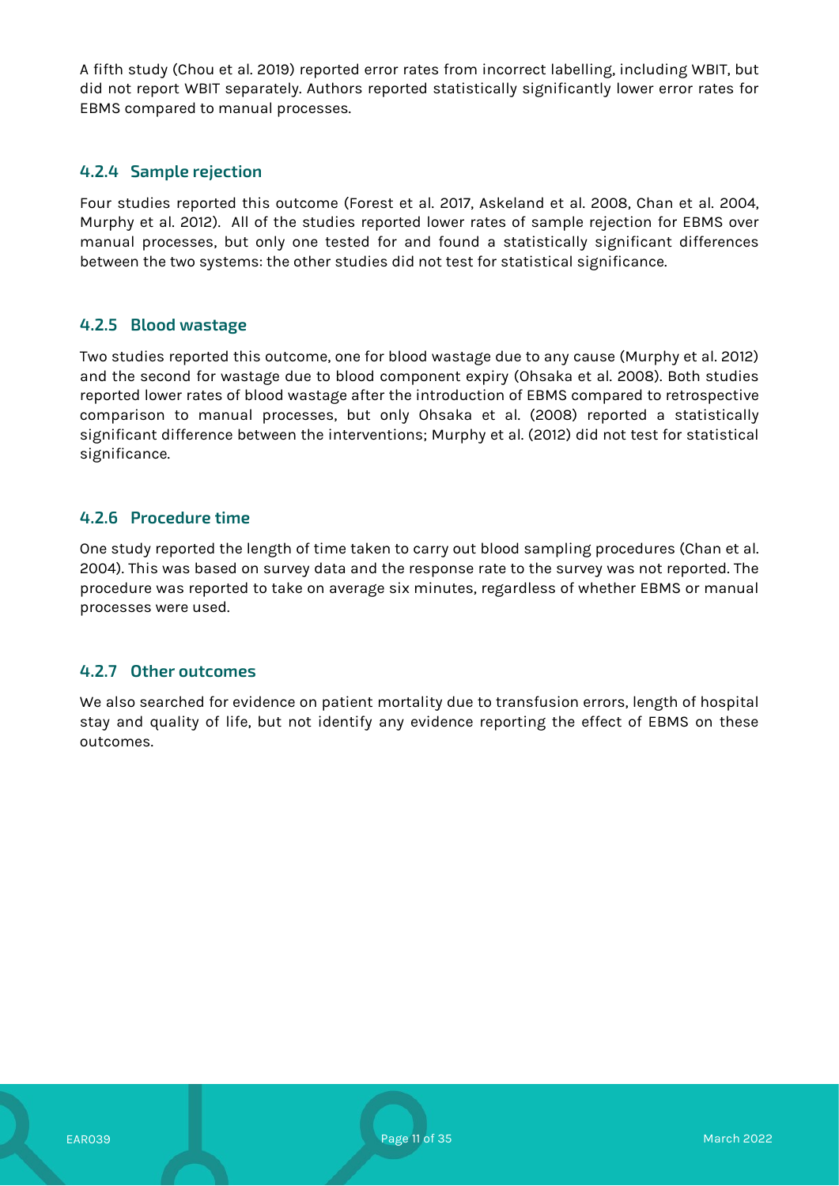A fifth study (Chou et al. 2019) reported error rates from incorrect labelling, including WBIT, but did not report WBIT separately. Authors reported statistically significantly lower error rates for EBMS compared to manual processes.

### 4.2.4 Sample rejection

Four studies reported this outcome (Forest et al. 2017, Askeland et al. 2008, Chan et al. 2004, Murphy et al. 2012). All of the studies reported lower rates of sample rejection for EBMS over manual processes, but only one tested for and found a statistically significant differences between the two systems: the other studies did not test for statistical significance.

### 4.2.5 Blood wastage

Two studies reported this outcome, one for blood wastage due to any cause (Murphy et al. 2012) and the second for wastage due to blood component expiry (Ohsaka et al. 2008). Both studies reported lower rates of blood wastage after the introduction of EBMS compared to retrospective comparison to manual processes, but only Ohsaka et al. (2008) reported a statistically significant difference between the interventions; Murphy et al. (2012) did not test for statistical significance.

### 4.2.6 Procedure time

One study reported the length of time taken to carry out blood sampling procedures (Chan et al. 2004). This was based on survey data and the response rate to the survey was not reported. The procedure was reported to take on average six minutes, regardless of whether EBMS or manual processes were used.

### 4.2.7 Other outcomes

We also searched for evidence on patient mortality due to transfusion errors, length of hospital stay and quality of life, but not identify any evidence reporting the effect of EBMS on these outcomes.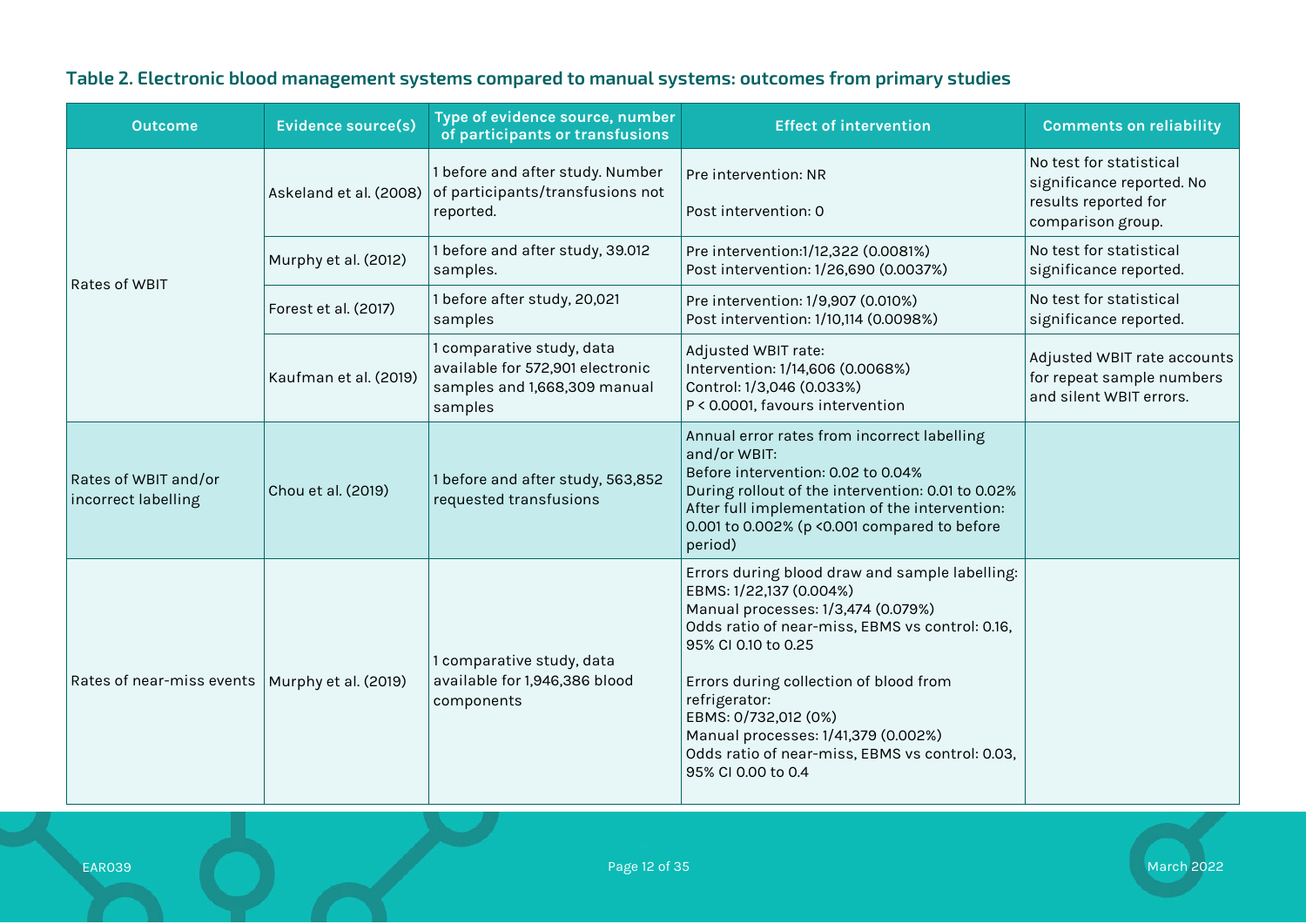### Table 2. Electronic blood management systems compared to manual systems: outcomes from primary studies

| Outcome | Evidence source(s) | Type of evidence source, number of participants or transfusions | Effect of intervention | Comments on reliability |
|---|---|---|---|---|
| Rates of WBIT | Askeland et al. (2008) | 1 before and after study. Number of participants/transfusions not reported. | Pre intervention: NR<br><br>Post intervention: 0 | No test for statistical significance reported. No results reported for comparison group. |
| | Murphy et al. (2012) | 1 before and after study, 39.012 samples. | Pre intervention:1/12,322 (0.0081%)<br>Post intervention: 1/26,690 (0.0037%) | No test for statistical significance reported. |
| | Forest et al. (2017) | 1 before after study, 20,021 samples | Pre intervention: 1/9,907 (0.010%)<br>Post intervention: 1/10,114 (0.0098%) | No test for statistical significance reported. |
| | Kaufman et al. (2019) | 1 comparative study, data available for 572,901 electronic samples and 1,668,309 manual samples | Adjusted WBIT rate:<br>Intervention: 1/14,606 (0.0068%)<br>Control: 1/3,046 (0.033%)<br>$P < 0.0001$, favours intervention | Adjusted WBIT rate accounts for repeat sample numbers and silent WBIT errors. |
| Rates of WBIT and/or incorrect labelling | Chou et al. (2019) | 1 before and after study, 563,852 requested transfusions | Annual error rates from incorrect labelling and/or WBIT:<br>Before intervention: 0.02 to 0.04%<br>During rollout of the intervention: 0.01 to 0.02%<br>After full implementation of the intervention: 0.001 to 0.002% ($p < 0.001$ compared to before period) | |
| Rates of near-miss events | Murphy et al. (2019) | 1 comparative study, data available for 1,946,386 blood components | Errors during blood draw and sample labelling:<br>EBMS: 1/22,137 (0.004%)<br>Manual processes: 1/3,474 (0.079%)<br>Odds ratio of near-miss, EBMS vs control: 0.16, 95% CI 0.10 to 0.25<br><br>Errors during collection of blood from refrigerator:<br>EBMS: 0/732,012 (0%)<br>Manual processes: 1/41,379 (0.002%)<br>Odds ratio of near-miss, EBMS vs control: 0.03, 95% CI 0.00 to 0.4 | |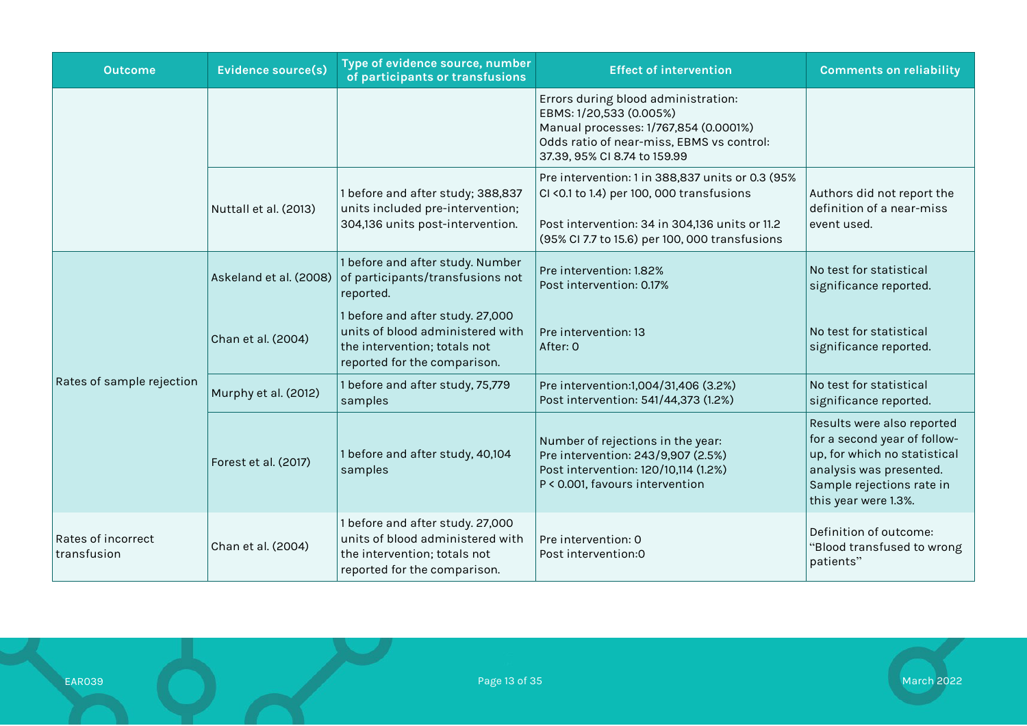| Outcome | Evidence source(s) | Type of evidence source, number of participants or transfusions | Effect of intervention | Comments on reliability |
|---|---|---|---|---|
| | | | Errors during blood administration:<br>EBMS: 1/20,533 (0.005%)<br>Manual processes: 1/767,854 (0.0001%)<br>Odds ratio of near-miss, EBMS vs control: 37.39, 95% CI 8.74 to 159.99 | |
| | Nuttall et al. (2013) | 1 before and after study; 388,837 units included pre-intervention; 304,136 units post-intervention. | Pre intervention: 1 in 388,837 units or 0.3 (95% CI <0.1 to 1.4) per 100, 000 transfusions<br><br>Post intervention: 34 in 304,136 units or 11.2 (95% CI 7.7 to 15.6) per 100, 000 transfusions | Authors did not report the definition of a near-miss event used. |
| Rates of sample rejection | Askeland et al. (2008) | 1 before and after study. Number of participants/transfusions not reported. | Pre intervention: 1.82%<br>Post intervention: 0.17% | No test for statistical significance reported. |
| | Chan et al. (2004) | 1 before and after study. 27,000 units of blood administered with the intervention; totals not reported for the comparison. | Pre intervention: 13<br>After: 0 | No test for statistical significance reported. |
| | Murphy et al. (2012) | 1 before and after study, 75,779 samples | Pre intervention:1,004/31,406 (3.2%)<br>Post intervention: 541/44,373 (1.2%) | No test for statistical significance reported. |
| | Forest et al. (2017) | 1 before and after study, 40,104 samples | Number of rejections in the year:<br>Pre intervention: 243/9,907 (2.5%)<br>Post intervention: 120/10,114 (1.2%)<br>P < 0.001, favours intervention | Results were also reported for a second year of follow-up, for which no statistical analysis was presented. Sample rejections rate in this year were 1.3%. |
| Rates of incorrect transfusion | Chan et al. (2004) | 1 before and after study. 27,000 units of blood administered with the intervention; totals not reported for the comparison. | Pre intervention: 0<br>Post intervention:0 | Definition of outcome: "Blood transfused to wrong patients" |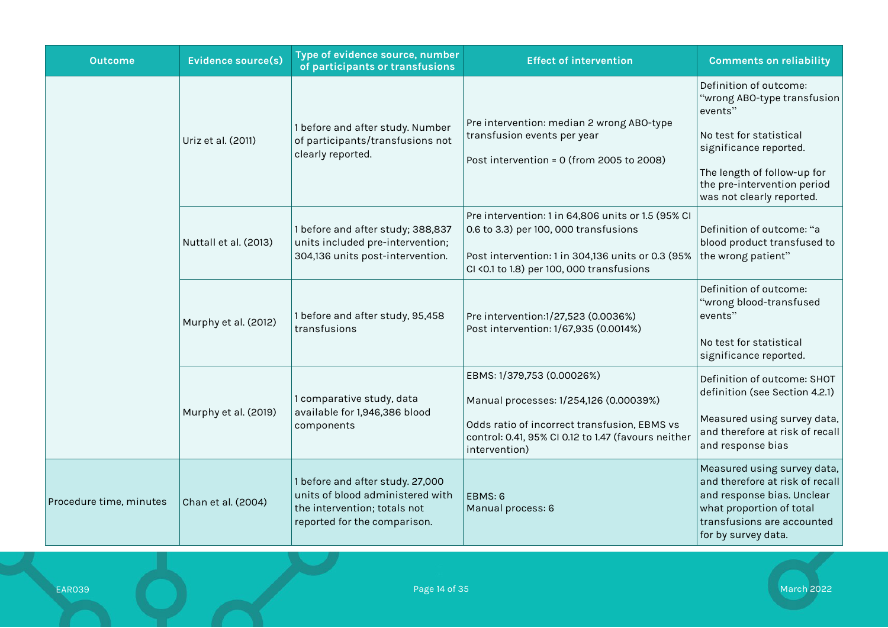| Outcome | Evidence source(s) | Type of evidence source, number of participants or transfusions | Effect of intervention | Comments on reliability |
|---|---|---|---|---|
| | Uriz et al. (2011) | 1 before and after study. Number of participants/transfusions not clearly reported. | Pre intervention: median 2 wrong ABO-type transfusion events per year<br><br>Post intervention = 0 (from 2005 to 2008) | Definition of outcome: "wrong ABO-type transfusion events"<br><br>No test for statistical significance reported.<br><br>The length of follow-up for the pre-intervention period was not clearly reported. |
| | Nuttall et al. (2013) | 1 before and after study; 388,837 units included pre-intervention; 304,136 units post-intervention. | Pre intervention: 1 in 64,806 units or 1.5 (95% CI 0.6 to 3.3) per 100, 000 transfusions<br><br>Post intervention: 1 in 304,136 units or 0.3 (95% CI <0.1 to 1.8) per 100, 000 transfusions | Definition of outcome: "a blood product transfused to the wrong patient" |
| | Murphy et al. (2012) | 1 before and after study, 95,458 transfusions | Pre intervention:1/27,523 (0.0036%)<br>Post intervention: 1/67,935 (0.0014%) | Definition of outcome: "wrong blood-transfused events"<br><br>No test for statistical significance reported. |
| | Murphy et al. (2019) | 1 comparative study, data available for 1,946,386 blood components | EBMS: 1/379,753 (0.00026%)<br><br>Manual processes: 1/254,126 (0.00039%)<br><br>Odds ratio of incorrect transfusion, EBMS vs control: 0.41, 95% CI 0.12 to 1.47 (favours neither intervention) | Definition of outcome: SHOT definition (see Section 4.2.1)<br><br>Measured using survey data, and therefore at risk of recall and response bias |
| Procedure time, minutes | Chan et al. (2004) | 1 before and after study. 27,000 units of blood administered with the intervention; totals not reported for the comparison. | EBMS: 6<br>Manual process: 6 | Measured using survey data, and therefore at risk of recall and response bias. Unclear what proportion of total transfusions are accounted for by survey data. |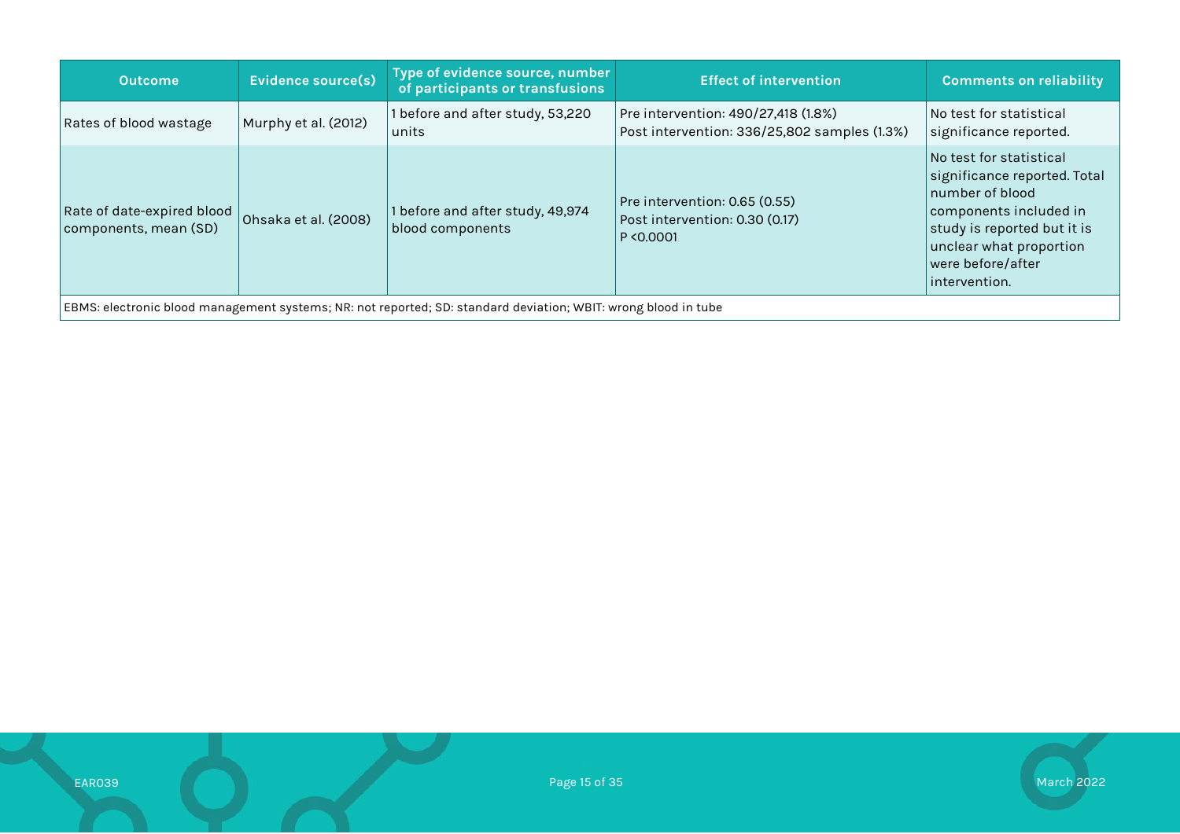| Outcome | Evidence source(s) | Type of evidence source, number of participants or transfusions | Effect of intervention | Comments on reliability |
|---|---|---|---|---|
| Rates of blood wastage | Murphy et al. (2012) | 1 before and after study, 53,220 units | Pre intervention: 490/27,418 (1.8%)<br>Post intervention: 336/25,802 samples (1.3%) | No test for statistical significance reported. |
| Rate of date-expired blood components, mean (SD) | Ohsaka et al. (2008) | 1 before and after study, 49,974 blood components | Pre intervention: 0.65 (0.55)<br>Post intervention: 0.30 (0.17)<br>P <0.0001 | No test for statistical significance reported. Total number of blood components included in study is reported but it is unclear what proportion were before/after intervention. |

EBMS: electronic blood management systems; NR: not reported; SD: standard deviation; WBIT: wrong blood in tube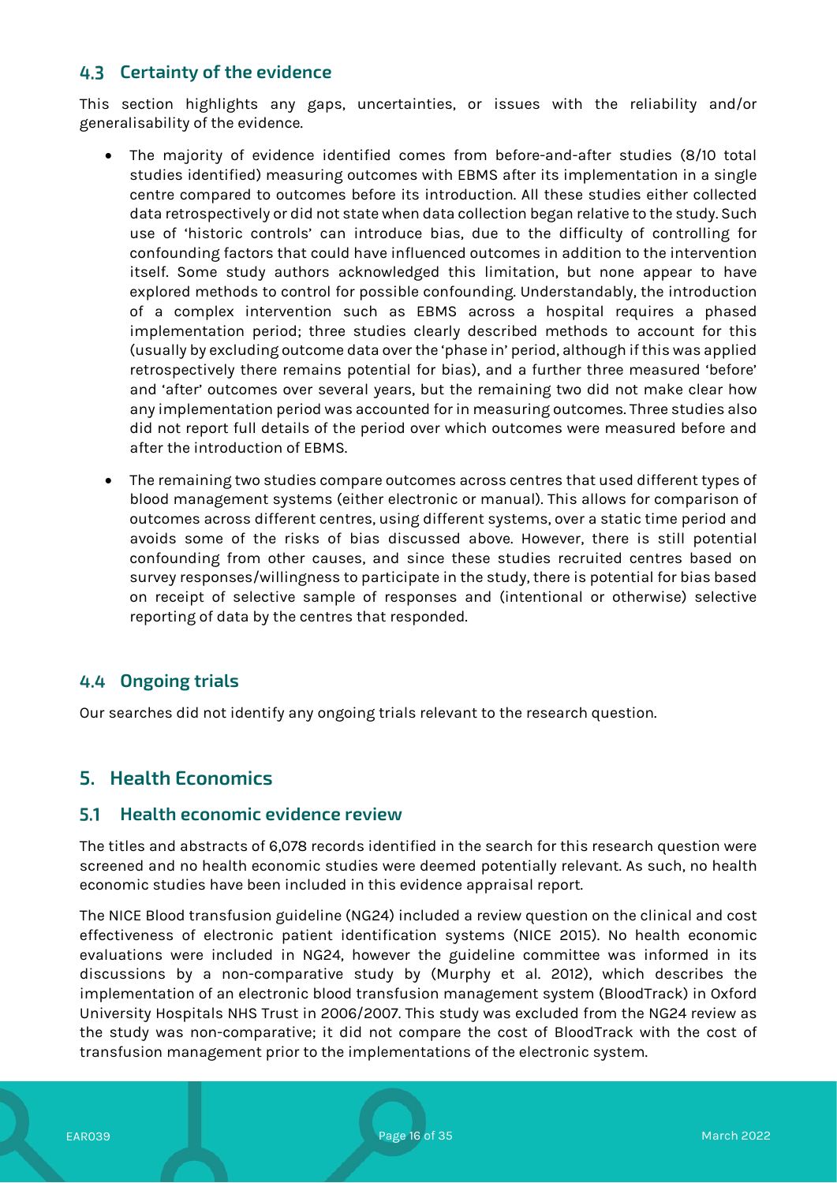## 4.3 Certainty of the evidence

This section highlights any gaps, uncertainties, or issues with the reliability and/or generalisability of the evidence.

- The majority of evidence identified comes from before-and-after studies (8/10 total studies identified) measuring outcomes with EBMS after its implementation in a single centre compared to outcomes before its introduction. All these studies either collected data retrospectively or did not state when data collection began relative to the study. Such use of 'historic controls' can introduce bias, due to the difficulty of controlling for confounding factors that could have influenced outcomes in addition to the intervention itself. Some study authors acknowledged this limitation, but none appear to have explored methods to control for possible confounding. Understandably, the introduction of a complex intervention such as EBMS across a hospital requires a phased implementation period; three studies clearly described methods to account for this (usually by excluding outcome data over the 'phase in' period, although if this was applied retrospectively there remains potential for bias), and a further three measured 'before' and 'after' outcomes over several years, but the remaining two did not make clear how any implementation period was accounted for in measuring outcomes. Three studies also did not report full details of the period over which outcomes were measured before and after the introduction of EBMS.
- The remaining two studies compare outcomes across centres that used different types of blood management systems (either electronic or manual). This allows for comparison of outcomes across different centres, using different systems, over a static time period and avoids some of the risks of bias discussed above. However, there is still potential confounding from other causes, and since these studies recruited centres based on survey responses/willingness to participate in the study, there is potential for bias based on receipt of selective sample of responses and (intentional or otherwise) selective reporting of data by the centres that responded.

## 4.4 Ongoing trials

Our searches did not identify any ongoing trials relevant to the research question.

# 5. Health Economics

## 5.1 Health economic evidence review

The titles and abstracts of 6,078 records identified in the search for this research question were screened and no health economic studies were deemed potentially relevant. As such, no health economic studies have been included in this evidence appraisal report.

The NICE Blood transfusion guideline (NG24) included a review question on the clinical and cost effectiveness of electronic patient identification systems (NICE 2015). No health economic evaluations were included in NG24, however the guideline committee was informed in its discussions by a non-comparative study by (Murphy et al. 2012), which describes the implementation of an electronic blood transfusion management system (BloodTrack) in Oxford University Hospitals NHS Trust in 2006/2007. This study was excluded from the NG24 review as the study was non-comparative; it did not compare the cost of BloodTrack with the cost of transfusion management prior to the implementations of the electronic system.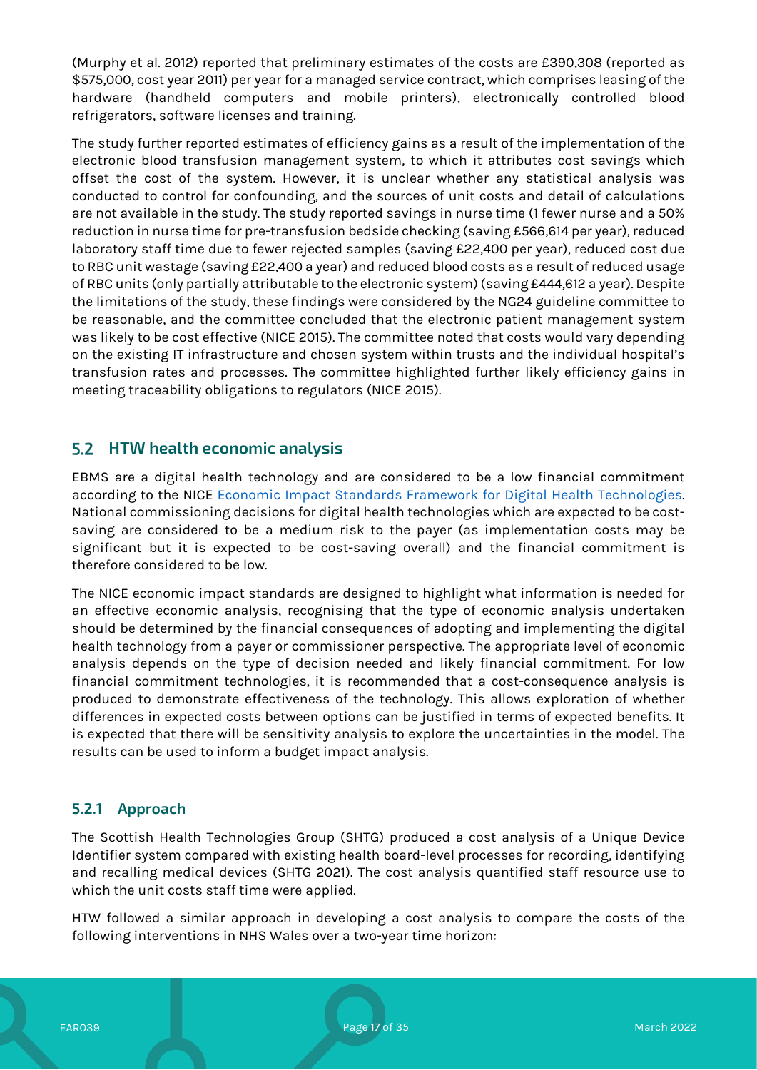(Murphy et al. 2012) reported that preliminary estimates of the costs are £390,308 (reported as $575,000, cost year 2011) per year for a managed service contract, which comprises leasing of the hardware (handheld computers and mobile printers), electronically controlled blood refrigerators, software licenses and training.

The study further reported estimates of efficiency gains as a result of the implementation of the electronic blood transfusion management system, to which it attributes cost savings which offset the cost of the system. However, it is unclear whether any statistical analysis was conducted to control for confounding, and the sources of unit costs and detail of calculations are not available in the study. The study reported savings in nurse time (1 fewer nurse and a 50% reduction in nurse time for pre-transfusion bedside checking (saving £566,614 per year), reduced laboratory staff time due to fewer rejected samples (saving £22,400 per year), reduced cost due to RBC unit wastage (saving £22,400 a year) and reduced blood costs as a result of reduced usage of RBC units (only partially attributable to the electronic system) (saving £444,612 a year). Despite the limitations of the study, these findings were considered by the NG24 guideline committee to be reasonable, and the committee concluded that the electronic patient management system was likely to be cost effective (NICE 2015). The committee noted that costs would vary depending on the existing IT infrastructure and chosen system within trusts and the individual hospital's transfusion rates and processes. The committee highlighted further likely efficiency gains in meeting traceability obligations to regulators (NICE 2015).

## 5.2 HTW health economic analysis

EBMS are a digital health technology and are considered to be a low financial commitment according to the NICE [Economic Impact Standards Framework for Digital Health Technologies](). National commissioning decisions for digital health technologies which are expected to be cost-saving are considered to be a medium risk to the payer (as implementation costs may be significant but it is expected to be cost-saving overall) and the financial commitment is therefore considered to be low.

The NICE economic impact standards are designed to highlight what information is needed for an effective economic analysis, recognising that the type of economic analysis undertaken should be determined by the financial consequences of adopting and implementing the digital health technology from a payer or commissioner perspective. The appropriate level of economic analysis depends on the type of decision needed and likely financial commitment. For low financial commitment technologies, it is recommended that a cost-consequence analysis is produced to demonstrate effectiveness of the technology. This allows exploration of whether differences in expected costs between options can be justified in terms of expected benefits. It is expected that there will be sensitivity analysis to explore the uncertainties in the model. The results can be used to inform a budget impact analysis.

### 5.2.1 Approach

The Scottish Health Technologies Group (SHTG) produced a cost analysis of a Unique Device Identifier system compared with existing health board-level processes for recording, identifying and recalling medical devices (SHTG 2021). The cost analysis quantified staff resource use to which the unit costs staff time were applied.

HTW followed a similar approach in developing a cost analysis to compare the costs of the following interventions in NHS Wales over a two-year time horizon: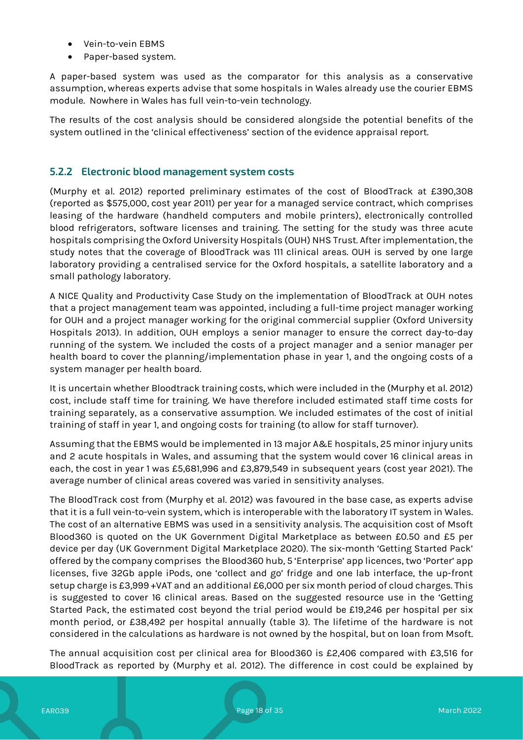- Vein-to-vein EBMS
- Paper-based system.

A paper-based system was used as the comparator for this analysis as a conservative assumption, whereas experts advise that some hospitals in Wales already use the courier EBMS module. Nowhere in Wales has full vein-to-vein technology.

The results of the cost analysis should be considered alongside the potential benefits of the system outlined in the 'clinical effectiveness' section of the evidence appraisal report.

### 5.2.2 Electronic blood management system costs

(Murphy et al. 2012) reported preliminary estimates of the cost of BloodTrack at £390,308 (reported as $575,000, cost year 2011) per year for a managed service contract, which comprises leasing of the hardware (handheld computers and mobile printers), electronically controlled blood refrigerators, software licenses and training. The setting for the study was three acute hospitals comprising the Oxford University Hospitals (OUH) NHS Trust. After implementation, the study notes that the coverage of BloodTrack was 111 clinical areas. OUH is served by one large laboratory providing a centralised service for the Oxford hospitals, a satellite laboratory and a small pathology laboratory.

A NICE Quality and Productivity Case Study on the implementation of BloodTrack at OUH notes that a project management team was appointed, including a full-time project manager working for OUH and a project manager working for the original commercial supplier (Oxford University Hospitals 2013). In addition, OUH employs a senior manager to ensure the correct day-to-day running of the system. We included the costs of a project manager and a senior manager per health board to cover the planning/implementation phase in year 1, and the ongoing costs of a system manager per health board.

It is uncertain whether Bloodtrack training costs, which were included in the (Murphy et al. 2012) cost, include staff time for training. We have therefore included estimated staff time costs for training separately, as a conservative assumption. We included estimates of the cost of initial training of staff in year 1, and ongoing costs for training (to allow for staff turnover).

Assuming that the EBMS would be implemented in 13 major A&E hospitals, 25 minor injury units and 2 acute hospitals in Wales, and assuming that the system would cover 16 clinical areas in each, the cost in year 1 was £5,681,996 and £3,879,549 in subsequent years (cost year 2021). The average number of clinical areas covered was varied in sensitivity analyses.

The BloodTrack cost from (Murphy et al. 2012) was favoured in the base case, as experts advise that it is a full vein-to-vein system, which is interoperable with the laboratory IT system in Wales. The cost of an alternative EBMS was used in a sensitivity analysis. The acquisition cost of Msoft Blood360 is quoted on the UK Government Digital Marketplace as between £0.50 and £5 per device per day (UK Government Digital Marketplace 2020). The six-month 'Getting Started Pack' offered by the company comprises the Blood360 hub, 5 'Enterprise' app licences, two 'Porter' app licenses, five 32Gb apple iPods, one 'collect and go' fridge and one lab interface, the up-front setup charge is £3,999 +VAT and an additional £6,000 per six month period of cloud charges. This is suggested to cover 16 clinical areas. Based on the suggested resource use in the 'Getting Started Pack, the estimated cost beyond the trial period would be £19,246 per hospital per six month period, or £38,492 per hospital annually (table 3). The lifetime of the hardware is not considered in the calculations as hardware is not owned by the hospital, but on loan from Msoft.

The annual acquisition cost per clinical area for Blood360 is £2,406 compared with £3,516 for BloodTrack as reported by (Murphy et al. 2012). The difference in cost could be explained by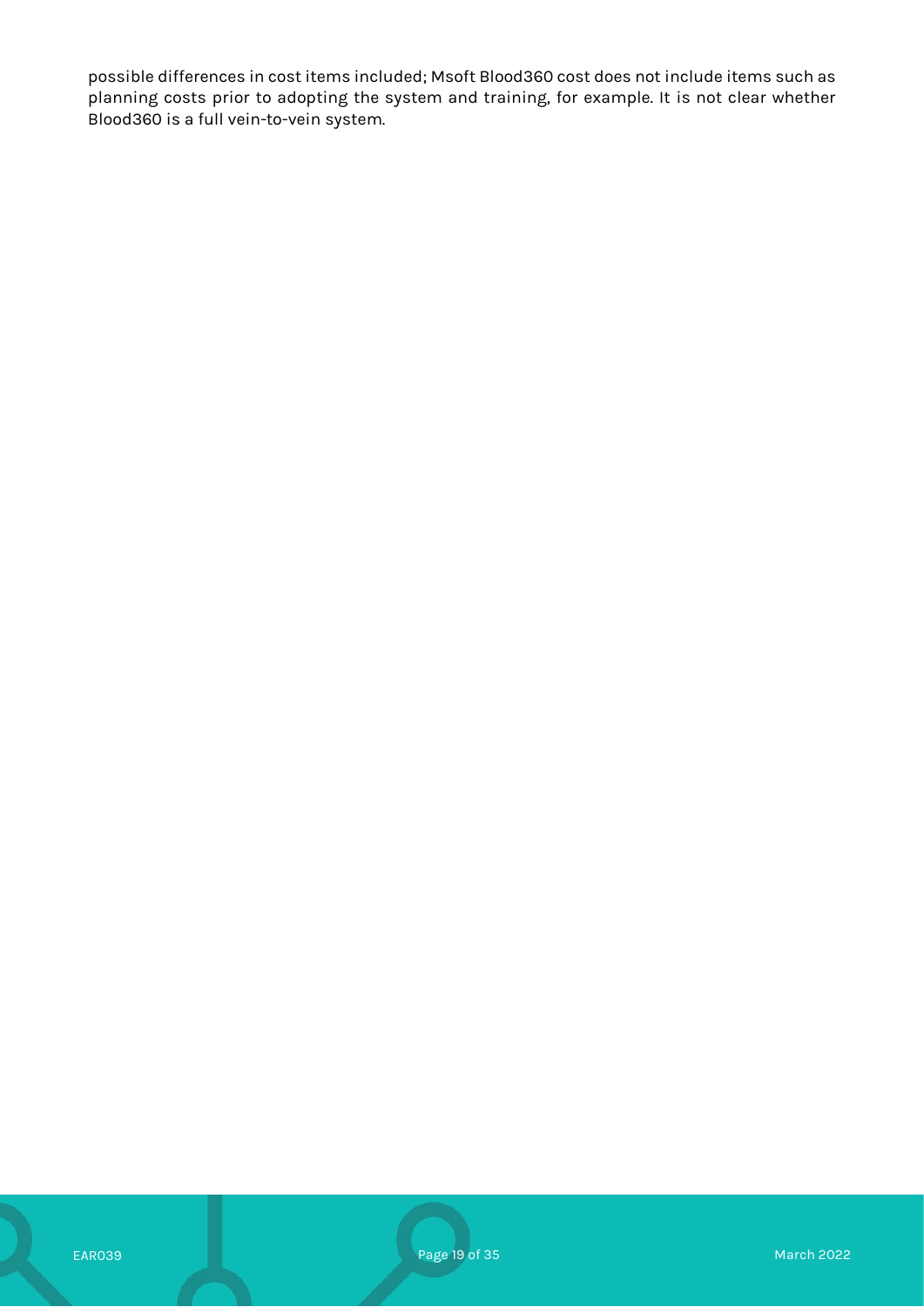possible differences in cost items included; Msoft Blood360 cost does not include items such as planning costs prior to adopting the system and training, for example. It is not clear whether Blood360 is a full vein-to-vein system.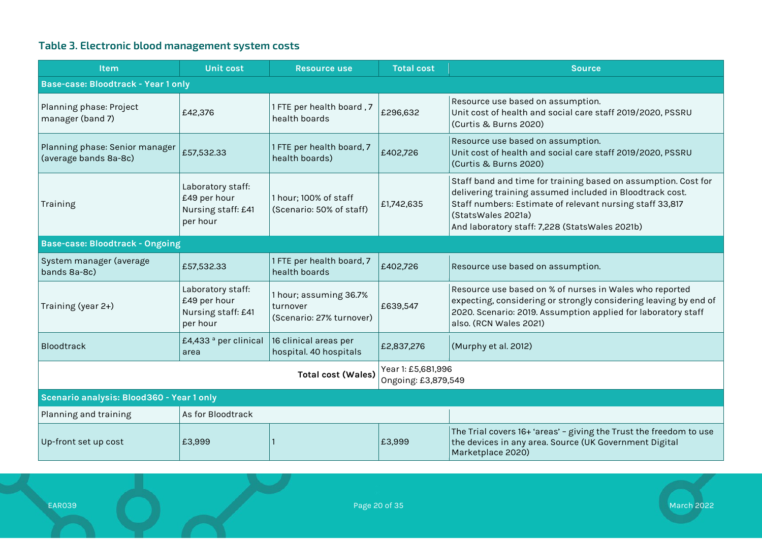### Table 3. Electronic blood management system costs

| Item | Unit cost | Resource use | Total cost | Source |
|---|---|---|---|---|
| **Base-case: Bloodtrack - Year 1 only** | | | | |
| Planning phase: Project manager (band 7) | £42,376 | 1 FTE per health board , 7 health boards | £296,632 | Resource use based on assumption. Unit cost of health and social care staff 2019/2020, PSSRU (Curtis & Burns 2020) |
| Planning phase: Senior manager (average bands 8a-8c) | £57,532.33 | 1 FTE per health board, 7 health boards) | £402,726 | Resource use based on assumption. Unit cost of health and social care staff 2019/2020, PSSRU (Curtis & Burns 2020) |
| Training | Laboratory staff: £49 per hour Nursing staff: £41 per hour | 1 hour; 100% of staff (Scenario: 50% of staff) | £1,742,635 | Staff band and time for training based on assumption. Cost for delivering training assumed included in Bloodtrack cost. Staff numbers: Estimate of relevant nursing staff 33,817 (StatsWales 2021a) And laboratory staff: 7,228 (StatsWales 2021b) |
| **Base-case: Bloodtrack - Ongoing** | | | | |
| System manager (average bands 8a-8c) | £57,532.33 | 1 FTE per health board, 7 health boards | £402,726 | Resource use based on assumption. |
| Training (year 2+) | Laboratory staff: £49 per hour Nursing staff: £41 per hour | 1 hour; assuming 36.7% turnover (Scenario: 27% turnover) | £639,547 | Resource use based on % of nurses in Wales who reported expecting, considering or strongly considering leaving by end of 2020. Scenario: 2019. Assumption applied for laboratory staff also. (RCN Wales 2021) |
| Bloodtrack | £4,433 [a] per clinical area | 16 clinical areas per hospital. 40 hospitals | £2,837,276 | (Murphy et al. 2012) |
| | | **Total cost (Wales)** | Year 1: £5,681,996 Ongoing: £3,879,549 | |
| **Scenario analysis: Blood360 - Year 1 only** | | | | |
| Planning and training | As for Bloodtrack | | | |
| Up-front set up cost | £3,999 | 1 | £3,999 | The Trial covers 16+ 'areas' – giving the Trust the freedom to use the devices in any area. Source (UK Government Digital Marketplace 2020) |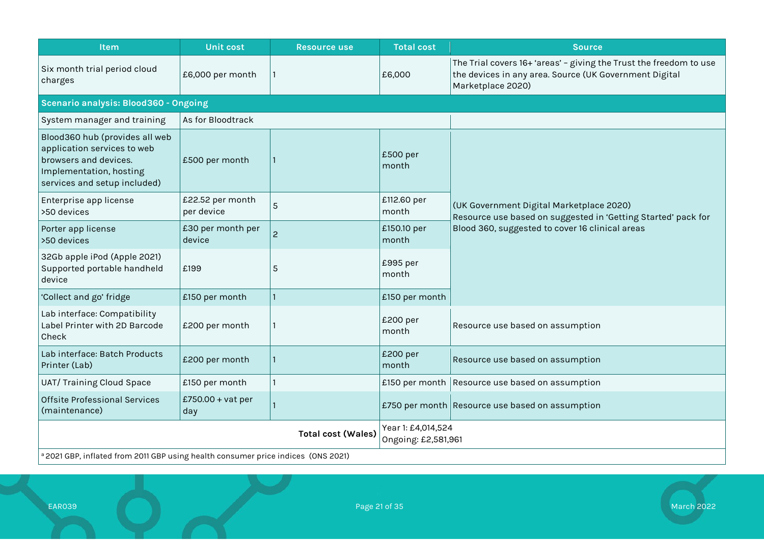| Item | Unit cost | Resource use | Total cost | Source |
|---|---|---|---|---|
| Six month trial period cloud charges | £6,000 per month | 1 | £6,000 | The Trial covers 16+ 'areas' – giving the Trust the freedom to use the devices in any area. Source (UK Government Digital Marketplace 2020) |
| **Scenario analysis: Blood360 - Ongoing** | | | | |
| System manager and training | As for Bloodtrack | | | |
| Blood360 hub (provides all web application services to web browsers and devices. Implementation, hosting services and setup included) | £500 per month | 1 | £500 per month | (UK Government Digital Marketplace 2020) Resource use based on suggested in 'Getting Started' pack for Blood 360, suggested to cover 16 clinical areas |
| Enterprise app license >50 devices | £22.52 per month per device | 5 | £112.60 per month | |
| Porter app license >50 devices | £30 per month per device | 2 | £150.10 per month | |
| 32Gb apple iPod (Apple 2021) Supported portable handheld device | £199 | 5 | £995 per month | |
| 'Collect and go' fridge | £150 per month | 1 | £150 per month | |
| Lab interface: Compatibility Label Printer with 2D Barcode Check | £200 per month | 1 | £200 per month | Resource use based on assumption |
| Lab interface: Batch Products Printer (Lab) | £200 per month | 1 | £200 per month | Resource use based on assumption |
| UAT/ Training Cloud Space | £150 per month | 1 | £150 per month | Resource use based on assumption |
| Offsite Professional Services (maintenance) | £750.00 + vat per day | 1 | £750 per month | Resource use based on assumption |
| | | **Total cost (Wales)** | Year 1: £4,014,524<br>Ongoing: £2,581,961 | |

[a] 2021 GBP, inflated from 2011 GBP using health consumer price indices (ONS 2021)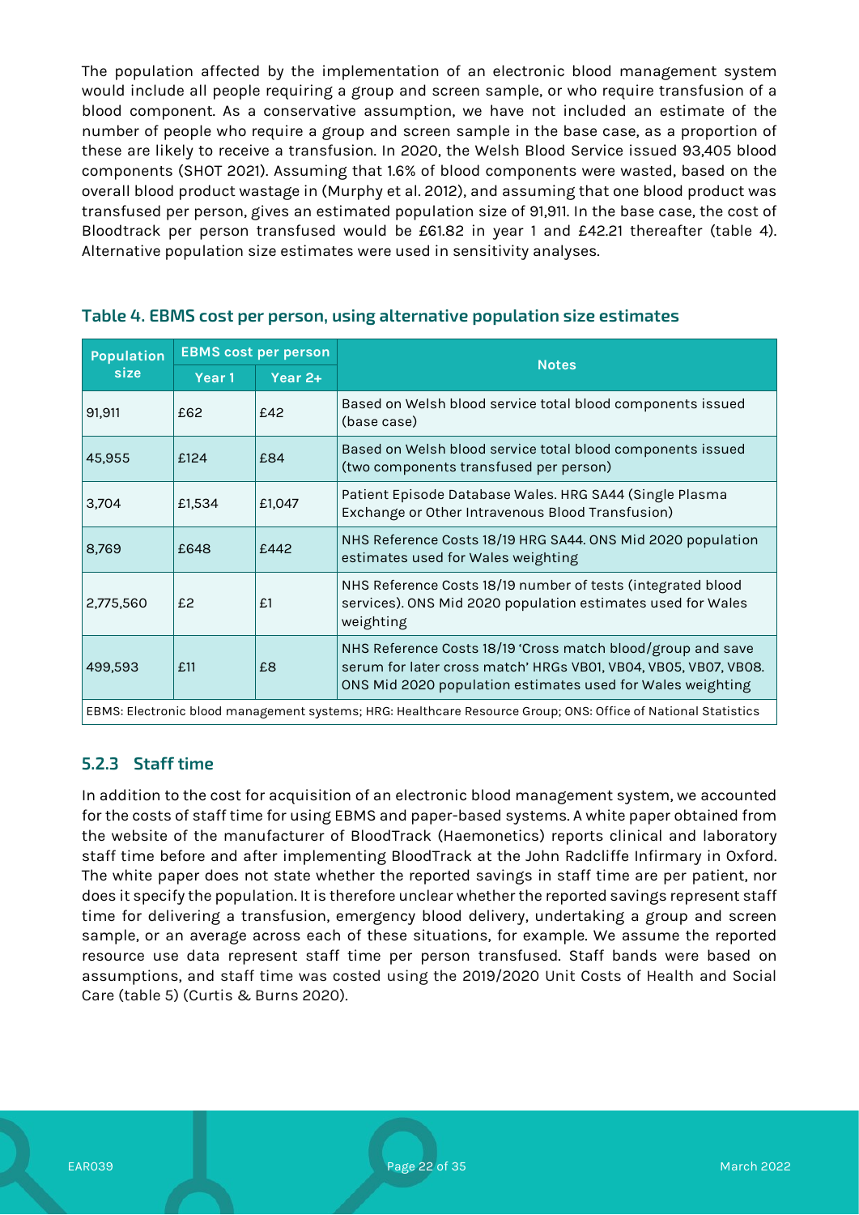The population affected by the implementation of an electronic blood management system would include all people requiring a group and screen sample, or who require transfusion of a blood component. As a conservative assumption, we have not included an estimate of the number of people who require a group and screen sample in the base case, as a proportion of these are likely to receive a transfusion. In 2020, the Welsh Blood Service issued 93,405 blood components (SHOT 2021). Assuming that 1.6% of blood components were wasted, based on the overall blood product wastage in (Murphy et al. 2012), and assuming that one blood product was transfused per person, gives an estimated population size of 91,911. In the base case, the cost of Bloodtrack per person transfused would be £61.82 in year 1 and £42.21 thereafter (table 4). Alternative population size estimates were used in sensitivity analyses.

### Table 4. EBMS cost per person, using alternative population size estimates

| Population size | EBMS cost per person | | Notes |
|---|---|---|---|
| | Year 1 | Year 2+ | |
| 91,911 | £62 | £42 | Based on Welsh blood service total blood components issued (base case) |
| 45,955 | £124 | £84 | Based on Welsh blood service total blood components issued (two components transfused per person) |
| 3,704 | £1,534 | £1,047 | Patient Episode Database Wales. HRG SA44 (Single Plasma Exchange or Other Intravenous Blood Transfusion) |
| 8,769 | £648 | £442 | NHS Reference Costs 18/19 HRG SA44. ONS Mid 2020 population estimates used for Wales weighting |
| 2,775,560 | £2 | £1 | NHS Reference Costs 18/19 number of tests (integrated blood services). ONS Mid 2020 population estimates used for Wales weighting |
| 499,593 | £11 | £8 | NHS Reference Costs 18/19 'Cross match blood/group and save serum for later cross match' HRGs VB01, VB04, VB05, VB07, VB08. ONS Mid 2020 population estimates used for Wales weighting |

EBMS: Electronic blood management systems; HRG: Healthcare Resource Group; ONS: Office of National Statistics

### 5.2.3 Staff time

In addition to the cost for acquisition of an electronic blood management system, we accounted for the costs of staff time for using EBMS and paper-based systems. A white paper obtained from the website of the manufacturer of BloodTrack (Haemonetics) reports clinical and laboratory staff time before and after implementing BloodTrack at the John Radcliffe Infirmary in Oxford. The white paper does not state whether the reported savings in staff time are per patient, nor does it specify the population. It is therefore unclear whether the reported savings represent staff time for delivering a transfusion, emergency blood delivery, undertaking a group and screen sample, or an average across each of these situations, for example. We assume the reported resource use data represent staff time per person transfused. Staff bands were based on assumptions, and staff time was costed using the 2019/2020 Unit Costs of Health and Social Care (table 5) (Curtis & Burns 2020).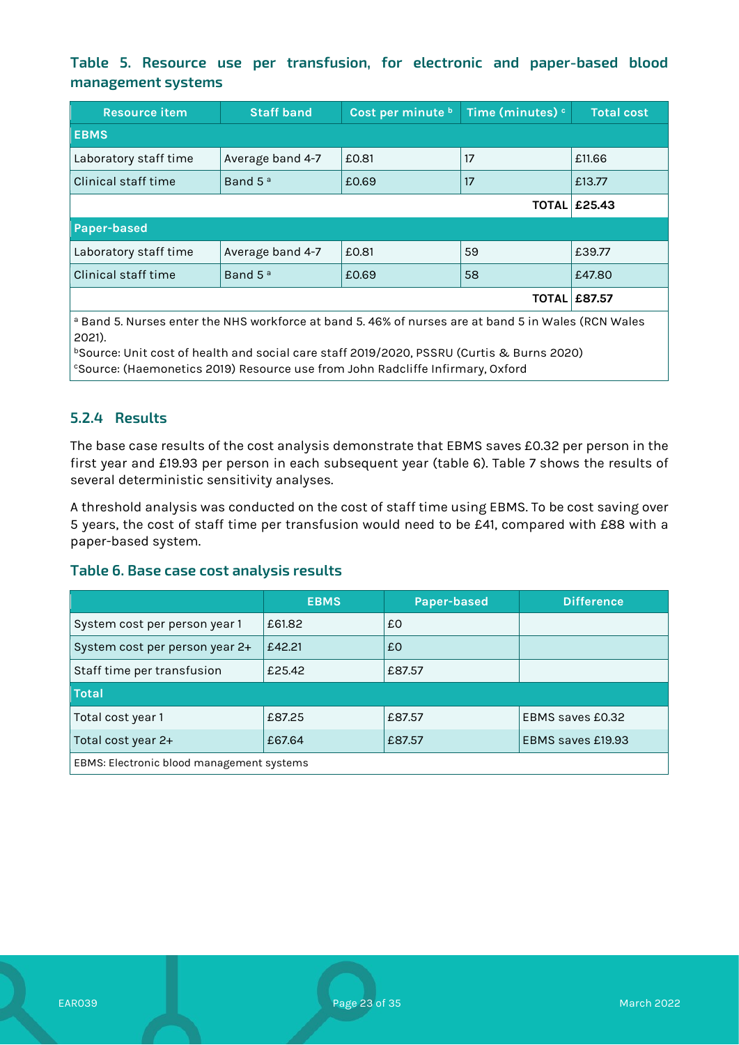### Table 5. Resource use per transfusion, for electronic and paper-based blood management systems

| Resource item | Staff band | Cost per minute [b] | Time (minutes) [c] | Total cost |
|---|---|---|---|---|
| **EBMS** | | | | |
| Laboratory staff time | Average band 4-7 | £0.81 | 17 | £11.66 |
| Clinical staff time | Band 5 [a] | £0.69 | 17 | £13.77 |
| | | | **TOTAL** | **£25.43** |
| **Paper-based** | | | | |
| Laboratory staff time | Average band 4-7 | £0.81 | 59 | £39.77 |
| Clinical staff time | Band 5 [a] | £0.69 | 58 | £47.80 |
| | | | **TOTAL** | **£87.57** |

[a] Band 5. Nurses enter the NHS workforce at band 5. 46% of nurses are at band 5 in Wales (RCN Wales 2021).
[b]Source: Unit cost of health and social care staff 2019/2020, PSSRU (Curtis & Burns 2020)
[c]Source: (Haemonetics 2019) Resource use from John Radcliffe Infirmary, Oxford

### 5.2.4 Results

The base case results of the cost analysis demonstrate that EBMS saves £0.32 per person in the first year and £19.93 per person in each subsequent year (table 6). Table 7 shows the results of several deterministic sensitivity analyses.

A threshold analysis was conducted on the cost of staff time using EBMS. To be cost saving over 5 years, the cost of staff time per transfusion would need to be £41, compared with £88 with a paper-based system.

### Table 6. Base case cost analysis results

| | EBMS | Paper-based | Difference |
|---|---|---|---|
| System cost per person year 1 | £61.82 | £0 | |
| System cost per person year 2+ | £42.21 | £0 | |
| Staff time per transfusion | £25.42 | £87.57 | |
| **Total** | | | |
| Total cost year 1 | £87.25 | £87.57 | EBMS saves £0.32 |
| Total cost year 2+ | £67.64 | £87.57 | EBMS saves £19.93 |

EBMS: Electronic blood management systems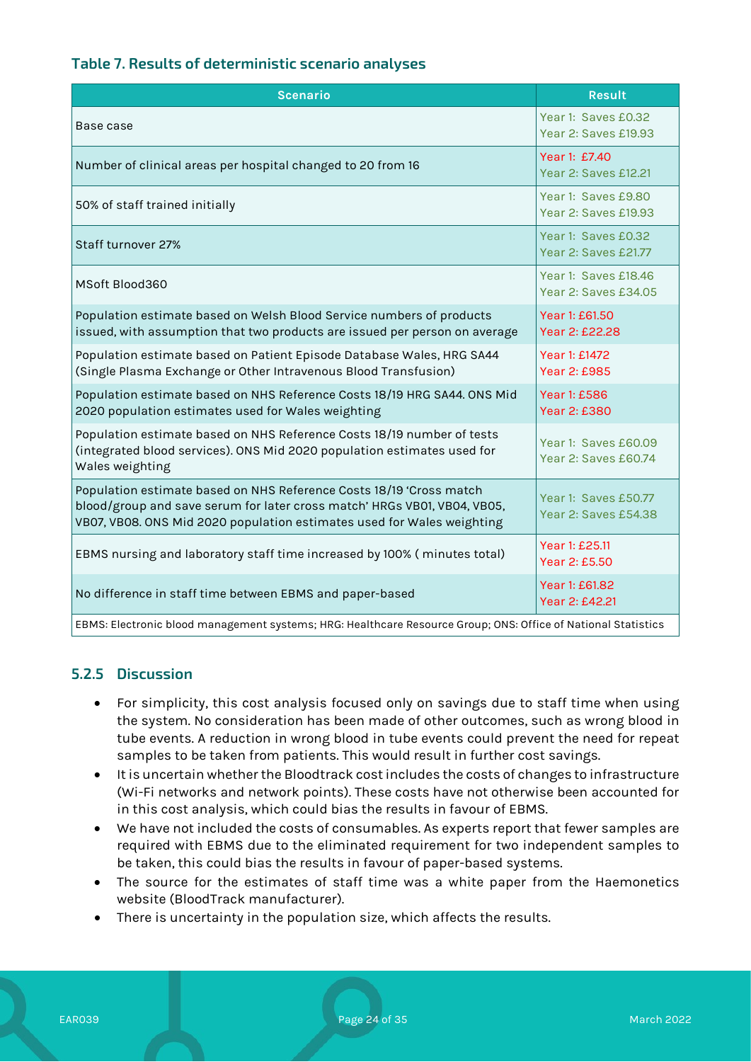### Table 7. Results of deterministic scenario analyses

| Scenario | Result |
|---|---|
| Base case | Year 1: Saves £0.32<br>Year 2: Saves £19.93 |
| Number of clinical areas per hospital changed to 20 from 16 | Year 1: £7.40<br>Year 2: Saves £12.21 |
| 50% of staff trained initially | Year 1: Saves £9.80<br>Year 2: Saves £19.93 |
| Staff turnover 27% | Year 1: Saves £0.32<br>Year 2: Saves £21.77 |
| MSoft Blood360 | Year 1: Saves £18.46<br>Year 2: Saves £34.05 |
| Population estimate based on Welsh Blood Service numbers of products issued, with assumption that two products are issued per person on average | Year 1: £61.50<br>Year 2: £22.28 |
| Population estimate based on Patient Episode Database Wales, HRG SA44 (Single Plasma Exchange or Other Intravenous Blood Transfusion) | Year 1: £1472<br>Year 2: £985 |
| Population estimate based on NHS Reference Costs 18/19 HRG SA44. ONS Mid 2020 population estimates used for Wales weighting | Year 1: £586<br>Year 2: £380 |
| Population estimate based on NHS Reference Costs 18/19 number of tests (integrated blood services). ONS Mid 2020 population estimates used for Wales weighting | Year 1: Saves £60.09<br>Year 2: Saves £60.74 |
| Population estimate based on NHS Reference Costs 18/19 'Cross match blood/group and save serum for later cross match' HRGs VB01, VB04, VB05, VB07, VB08. ONS Mid 2020 population estimates used for Wales weighting | Year 1: Saves £50.77<br>Year 2: Saves £54.38 |
| EBMS nursing and laboratory staff time increased by 100% ( minutes total) | Year 1: £25.11<br>Year 2: £5.50 |
| No difference in staff time between EBMS and paper-based | Year 1: £61.82<br>Year 2: £42.21 |

EBMS: Electronic blood management systems; HRG: Healthcare Resource Group; ONS: Office of National Statistics

### 5.2.5 Discussion

- For simplicity, this cost analysis focused only on savings due to staff time when using the system. No consideration has been made of other outcomes, such as wrong blood in tube events. A reduction in wrong blood in tube events could prevent the need for repeat samples to be taken from patients. This would result in further cost savings.
- It is uncertain whether the Bloodtrack cost includes the costs of changes to infrastructure (Wi-Fi networks and network points). These costs have not otherwise been accounted for in this cost analysis, which could bias the results in favour of EBMS.
- We have not included the costs of consumables. As experts report that fewer samples are required with EBMS due to the eliminated requirement for two independent samples to be taken, this could bias the results in favour of paper-based systems.
- The source for the estimates of staff time was a white paper from the Haemonetics website (BloodTrack manufacturer).
- There is uncertainty in the population size, which affects the results.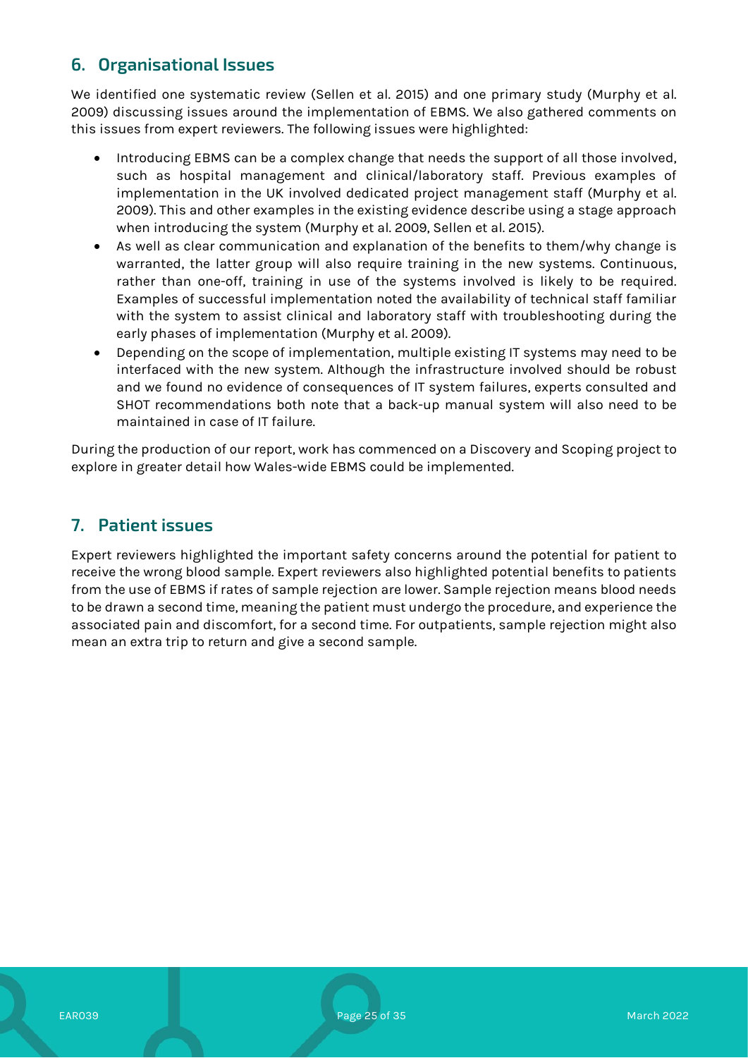## 6. Organisational Issues

We identified one systematic review (Sellen et al. 2015) and one primary study (Murphy et al. 2009) discussing issues around the implementation of EBMS. We also gathered comments on this issues from expert reviewers. The following issues were highlighted:

- Introducing EBMS can be a complex change that needs the support of all those involved, such as hospital management and clinical/laboratory staff. Previous examples of implementation in the UK involved dedicated project management staff (Murphy et al. 2009). This and other examples in the existing evidence describe using a stage approach when introducing the system (Murphy et al. 2009, Sellen et al. 2015).
- As well as clear communication and explanation of the benefits to them/why change is warranted, the latter group will also require training in the new systems. Continuous, rather than one-off, training in use of the systems involved is likely to be required. Examples of successful implementation noted the availability of technical staff familiar with the system to assist clinical and laboratory staff with troubleshooting during the early phases of implementation (Murphy et al. 2009).
- Depending on the scope of implementation, multiple existing IT systems may need to be interfaced with the new system. Although the infrastructure involved should be robust and we found no evidence of consequences of IT system failures, experts consulted and SHOT recommendations both note that a back-up manual system will also need to be maintained in case of IT failure.

During the production of our report, work has commenced on a Discovery and Scoping project to explore in greater detail how Wales-wide EBMS could be implemented.

## 7. Patient issues

Expert reviewers highlighted the important safety concerns around the potential for patient to receive the wrong blood sample. Expert reviewers also highlighted potential benefits to patients from the use of EBMS if rates of sample rejection are lower. Sample rejection means blood needs to be drawn a second time, meaning the patient must undergo the procedure, and experience the associated pain and discomfort, for a second time. For outpatients, sample rejection might also mean an extra trip to return and give a second sample.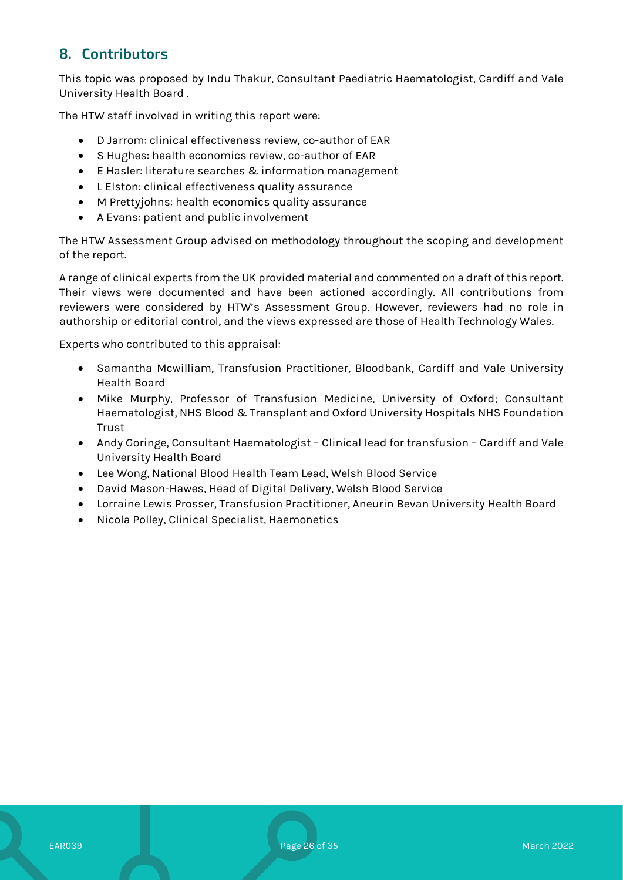## 8. Contributors

This topic was proposed by Indu Thakur, Consultant Paediatric Haematologist, Cardiff and Vale University Health Board .

The HTW staff involved in writing this report were:

- D Jarrom: clinical effectiveness review, co-author of EAR
- S Hughes: health economics review, co-author of EAR
- E Hasler: literature searches & information management
- L Elston: clinical effectiveness quality assurance
- M Prettyjohns: health economics quality assurance
- A Evans: patient and public involvement

The HTW Assessment Group advised on methodology throughout the scoping and development of the report.

A range of clinical experts from the UK provided material and commented on a draft of this report. Their views were documented and have been actioned accordingly. All contributions from reviewers were considered by HTW's Assessment Group. However, reviewers had no role in authorship or editorial control, and the views expressed are those of Health Technology Wales.

Experts who contributed to this appraisal:

- Samantha Mcwilliam, Transfusion Practitioner, Bloodbank, Cardiff and Vale University Health Board
- Mike Murphy, Professor of Transfusion Medicine, University of Oxford; Consultant Haematologist, NHS Blood & Transplant and Oxford University Hospitals NHS Foundation Trust
- Andy Goringe, Consultant Haematologist – Clinical lead for transfusion – Cardiff and Vale University Health Board
- Lee Wong, National Blood Health Team Lead, Welsh Blood Service
- David Mason-Hawes, Head of Digital Delivery, Welsh Blood Service
- Lorraine Lewis Prosser, Transfusion Practitioner, Aneurin Bevan University Health Board
- Nicola Polley, Clinical Specialist, Haemonetics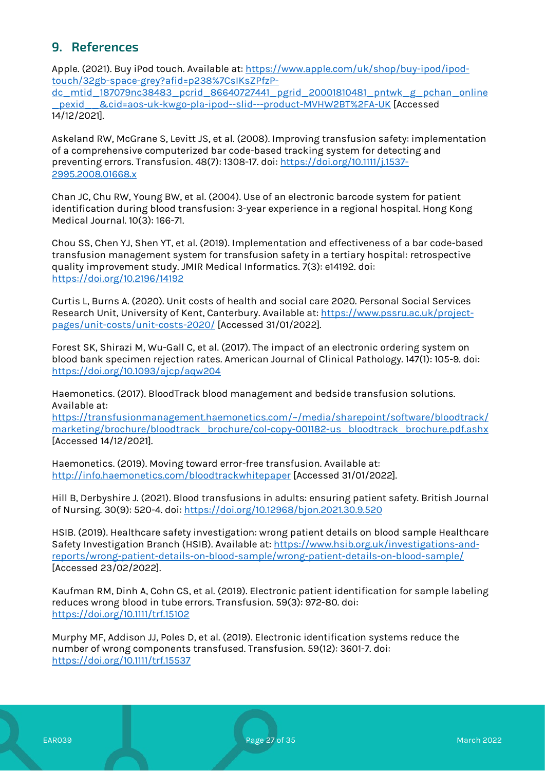## 9. References

Apple. (2021). Buy iPod touch. Available at: https://www.apple.com/uk/shop/buy-ipod/ipod-touch/32gb-space-grey?afid=p238%7CsIKsZPfzP-dc_mtid_187079nc38483_pcrid_86640727441_pgrid_20001810481_pntwk_g_pchan_online_pexid__&cid=aos-uk-kwgo-pla-ipod--slid---product-MVHW2BT%2FA-UK [Accessed 14/12/2021].

Askeland RW, McGrane S, Levitt JS, et al. (2008). Improving transfusion safety: implementation of a comprehensive computerized bar code-based tracking system for detecting and preventing errors. Transfusion. 48(7): 1308-17. doi: https://doi.org/10.1111/j.1537-2995.2008.01668.x

Chan JC, Chu RW, Young BW, et al. (2004). Use of an electronic barcode system for patient identification during blood transfusion: 3-year experience in a regional hospital. Hong Kong Medical Journal. 10(3): 166-71.

Chou SS, Chen YJ, Shen YT, et al. (2019). Implementation and effectiveness of a bar code-based transfusion management system for transfusion safety in a tertiary hospital: retrospective quality improvement study. JMIR Medical Informatics. 7(3): e14192. doi: https://doi.org/10.2196/14192

Curtis L, Burns A. (2020). Unit costs of health and social care 2020. Personal Social Services Research Unit, University of Kent, Canterbury. Available at: https://www.pssru.ac.uk/project-pages/unit-costs/unit-costs-2020/ [Accessed 31/01/2022].

Forest SK, Shirazi M, Wu-Gall C, et al. (2017). The impact of an electronic ordering system on blood bank specimen rejection rates. American Journal of Clinical Pathology. 147(1): 105-9. doi: https://doi.org/10.1093/ajcp/aqw204

Haemonetics. (2017). BloodTrack blood management and bedside transfusion solutions. Available at: https://transfusionmanagement.haemonetics.com/~/media/sharepoint/software/bloodtrack/marketing/brochure/bloodtrack_brochure/col-copy-001182-us_bloodtrack_brochure.pdf.ashx [Accessed 14/12/2021].

Haemonetics. (2019). Moving toward error-free transfusion. Available at: http://info.haemonetics.com/bloodtrackwhitepaper [Accessed 31/01/2022].

Hill B, Derbyshire J. (2021). Blood transfusions in adults: ensuring patient safety. British Journal of Nursing. 30(9): 520-4. doi: https://doi.org/10.12968/bjon.2021.30.9.520

HSIB. (2019). Healthcare safety investigation: wrong patient details on blood sample Healthcare Safety Investigation Branch (HSIB). Available at: https://www.hsib.org.uk/investigations-and-reports/wrong-patient-details-on-blood-sample/wrong-patient-details-on-blood-sample/ [Accessed 23/02/2022].

Kaufman RM, Dinh A, Cohn CS, et al. (2019). Electronic patient identification for sample labeling reduces wrong blood in tube errors. Transfusion. 59(3): 972-80. doi: https://doi.org/10.1111/trf.15102

Murphy MF, Addison JJ, Poles D, et al. (2019). Electronic identification systems reduce the number of wrong components transfused. Transfusion. 59(12): 3601-7. doi: https://doi.org/10.1111/trf.15537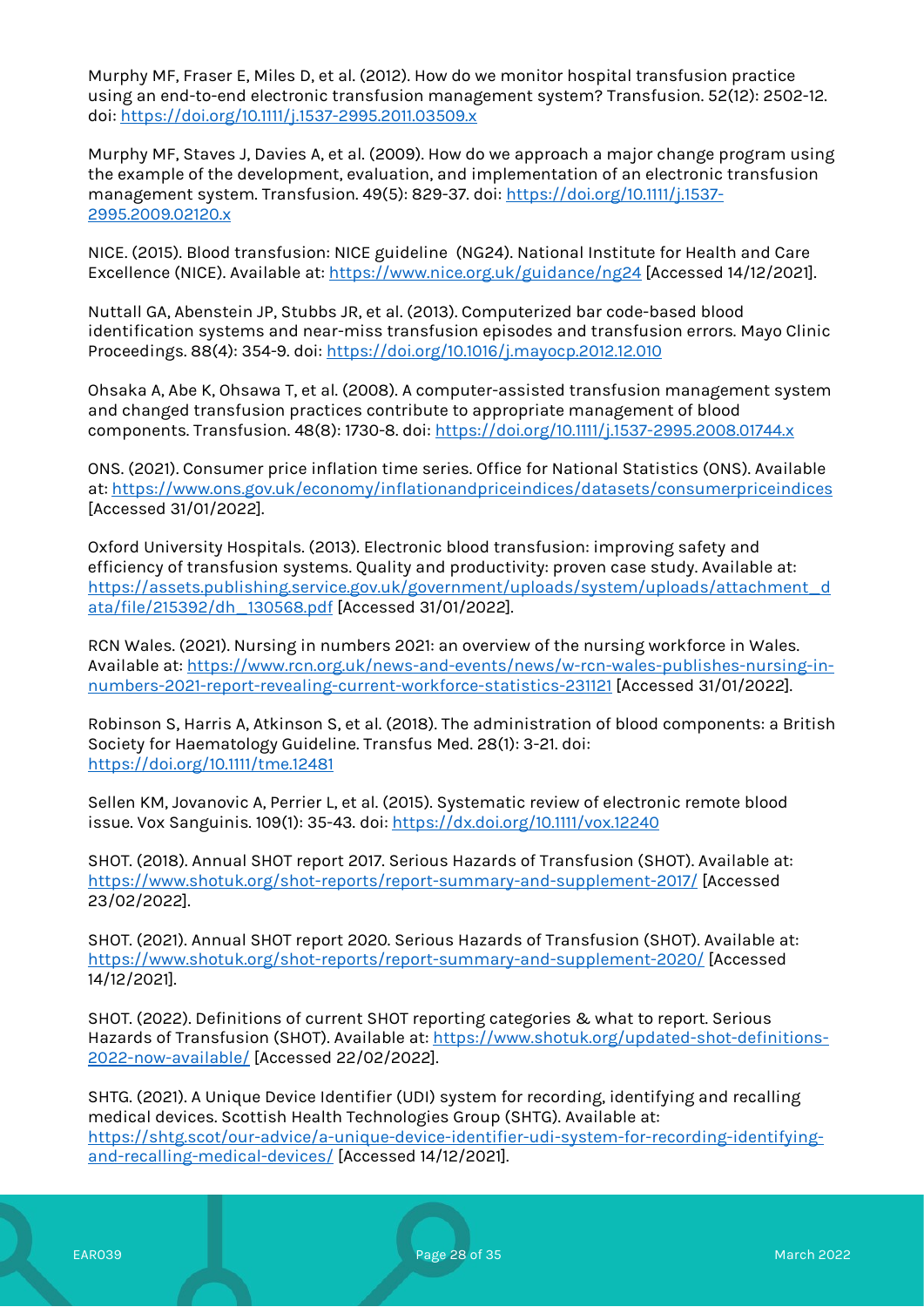Murphy MF, Fraser E, Miles D, et al. (2012). How do we monitor hospital transfusion practice using an end-to-end electronic transfusion management system? Transfusion. 52(12): 2502-12. doi: [https://doi.org/10.1111/j.1537-2995.2011.03509.x](https://doi.org/10.1111/j.1537-2995.2011.03509.x)

Murphy MF, Staves J, Davies A, et al. (2009). How do we approach a major change program using the example of the development, evaluation, and implementation of an electronic transfusion management system. Transfusion. 49(5): 829-37. doi: [https://doi.org/10.1111/j.1537-2995.2009.02120.x](https://doi.org/10.1111/j.1537-2995.2009.02120.x)

NICE. (2015). Blood transfusion: NICE guideline (NG24). National Institute for Health and Care Excellence (NICE). Available at: [https://www.nice.org.uk/guidance/ng24](https://www.nice.org.uk/guidance/ng24) [Accessed 14/12/2021].

Nuttall GA, Abenstein JP, Stubbs JR, et al. (2013). Computerized bar code-based blood identification systems and near-miss transfusion episodes and transfusion errors. Mayo Clinic Proceedings. 88(4): 354-9. doi: [https://doi.org/10.1016/j.mayocp.2012.12.010](https://doi.org/10.1016/j.mayocp.2012.12.010)

Ohsaka A, Abe K, Ohsawa T, et al. (2008). A computer-assisted transfusion management system and changed transfusion practices contribute to appropriate management of blood components. Transfusion. 48(8): 1730-8. doi: [https://doi.org/10.1111/j.1537-2995.2008.01744.x](https://doi.org/10.1111/j.1537-2995.2008.01744.x)

ONS. (2021). Consumer price inflation time series. Office for National Statistics (ONS). Available at: [https://www.ons.gov.uk/economy/inflationandpriceindices/datasets/consumerpriceindices](https://www.ons.gov.uk/economy/inflationandpriceindices/datasets/consumerpriceindices) [Accessed 31/01/2022].

Oxford University Hospitals. (2013). Electronic blood transfusion: improving safety and efficiency of transfusion systems. Quality and productivity: proven case study. Available at: [https://assets.publishing.service.gov.uk/government/uploads/system/uploads/attachment_data/file/215392/dh_130568.pdf](https://assets.publishing.service.gov.uk/government/uploads/system/uploads/attachment_data/file/215392/dh_130568.pdf) [Accessed 31/01/2022].

RCN Wales. (2021). Nursing in numbers 2021: an overview of the nursing workforce in Wales. Available at: [https://www.rcn.org.uk/news-and-events/news/w-rcn-wales-publishes-nursing-in-numbers-2021-report-revealing-current-workforce-statistics-231121](https://www.rcn.org.uk/news-and-events/news/w-rcn-wales-publishes-nursing-in-numbers-2021-report-revealing-current-workforce-statistics-231121) [Accessed 31/01/2022].

Robinson S, Harris A, Atkinson S, et al. (2018). The administration of blood components: a British Society for Haematology Guideline. Transfus Med. 28(1): 3-21. doi: [https://doi.org/10.1111/tme.12481](https://doi.org/10.1111/tme.12481)

Sellen KM, Jovanovic A, Perrier L, et al. (2015). Systematic review of electronic remote blood issue. Vox Sanguinis. 109(1): 35-43. doi: [https://dx.doi.org/10.1111/vox.12240](https://dx.doi.org/10.1111/vox.12240)

SHOT. (2018). Annual SHOT report 2017. Serious Hazards of Transfusion (SHOT). Available at: [https://www.shotuk.org/shot-reports/report-summary-and-supplement-2017/](https://www.shotuk.org/shot-reports/report-summary-and-supplement-2017/) [Accessed 23/02/2022].

SHOT. (2021). Annual SHOT report 2020. Serious Hazards of Transfusion (SHOT). Available at: [https://www.shotuk.org/shot-reports/report-summary-and-supplement-2020/](https://www.shotuk.org/shot-reports/report-summary-and-supplement-2020/) [Accessed 14/12/2021].

SHOT. (2022). Definitions of current SHOT reporting categories & what to report. Serious Hazards of Transfusion (SHOT). Available at: [https://www.shotuk.org/updated-shot-definitions-2022-now-available/](https://www.shotuk.org/updated-shot-definitions-2022-now-available/) [Accessed 22/02/2022].

SHTG. (2021). A Unique Device Identifier (UDI) system for recording, identifying and recalling medical devices. Scottish Health Technologies Group (SHTG). Available at: [https://shtg.scot/our-advice/a-unique-device-identifier-udi-system-for-recording-identifying-and-recalling-medical-devices/](https://shtg.scot/our-advice/a-unique-device-identifier-udi-system-for-recording-identifying-and-recalling-medical-devices/) [Accessed 14/12/2021].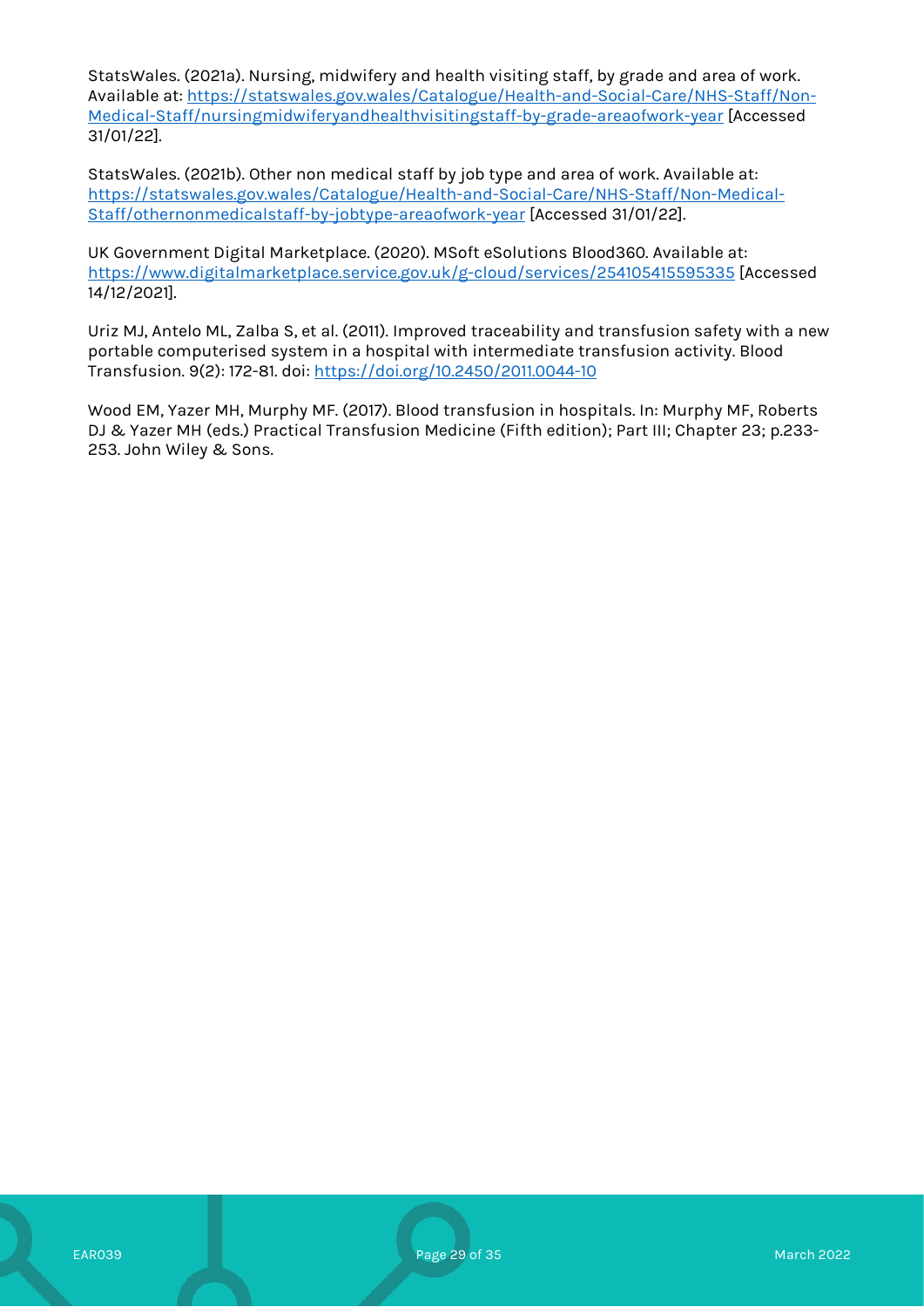StatsWales. (2021a). Nursing, midwifery and health visiting staff, by grade and area of work. Available at: [https://statswales.gov.wales/Catalogue/Health-and-Social-Care/NHS-Staff/Non-Medical-Staff/nursingmidwiferyandhealthvisitingstaff-by-grade-areaofwork-year](https://statswales.gov.wales/Catalogue/Health-and-Social-Care/NHS-Staff/Non-Medical-Staff/nursingmidwiferyandhealthvisitingstaff-by-grade-areaofwork-year) [Accessed 31/01/22].

StatsWales. (2021b). Other non medical staff by job type and area of work. Available at: [https://statswales.gov.wales/Catalogue/Health-and-Social-Care/NHS-Staff/Non-Medical-Staff/othernonmedicalstaff-by-jobtype-areaofwork-year](https://statswales.gov.wales/Catalogue/Health-and-Social-Care/NHS-Staff/Non-Medical-Staff/othernonmedicalstaff-by-jobtype-areaofwork-year) [Accessed 31/01/22].

UK Government Digital Marketplace. (2020). MSoft eSolutions Blood360. Available at: [https://www.digitalmarketplace.service.gov.uk/g-cloud/services/254105415595335](https://www.digitalmarketplace.service.gov.uk/g-cloud/services/254105415595335) [Accessed 14/12/2021].

Uriz MJ, Antelo ML, Zalba S, et al. (2011). Improved traceability and transfusion safety with a new portable computerised system in a hospital with intermediate transfusion activity. Blood Transfusion. 9(2): 172-81. doi: [https://doi.org/10.2450/2011.0044-10](https://doi.org/10.2450/2011.0044-10)

Wood EM, Yazer MH, Murphy MF. (2017). Blood transfusion in hospitals. In: Murphy MF, Roberts DJ & Yazer MH (eds.) Practical Transfusion Medicine (Fifth edition); Part III; Chapter 23; p.233-253. John Wiley & Sons.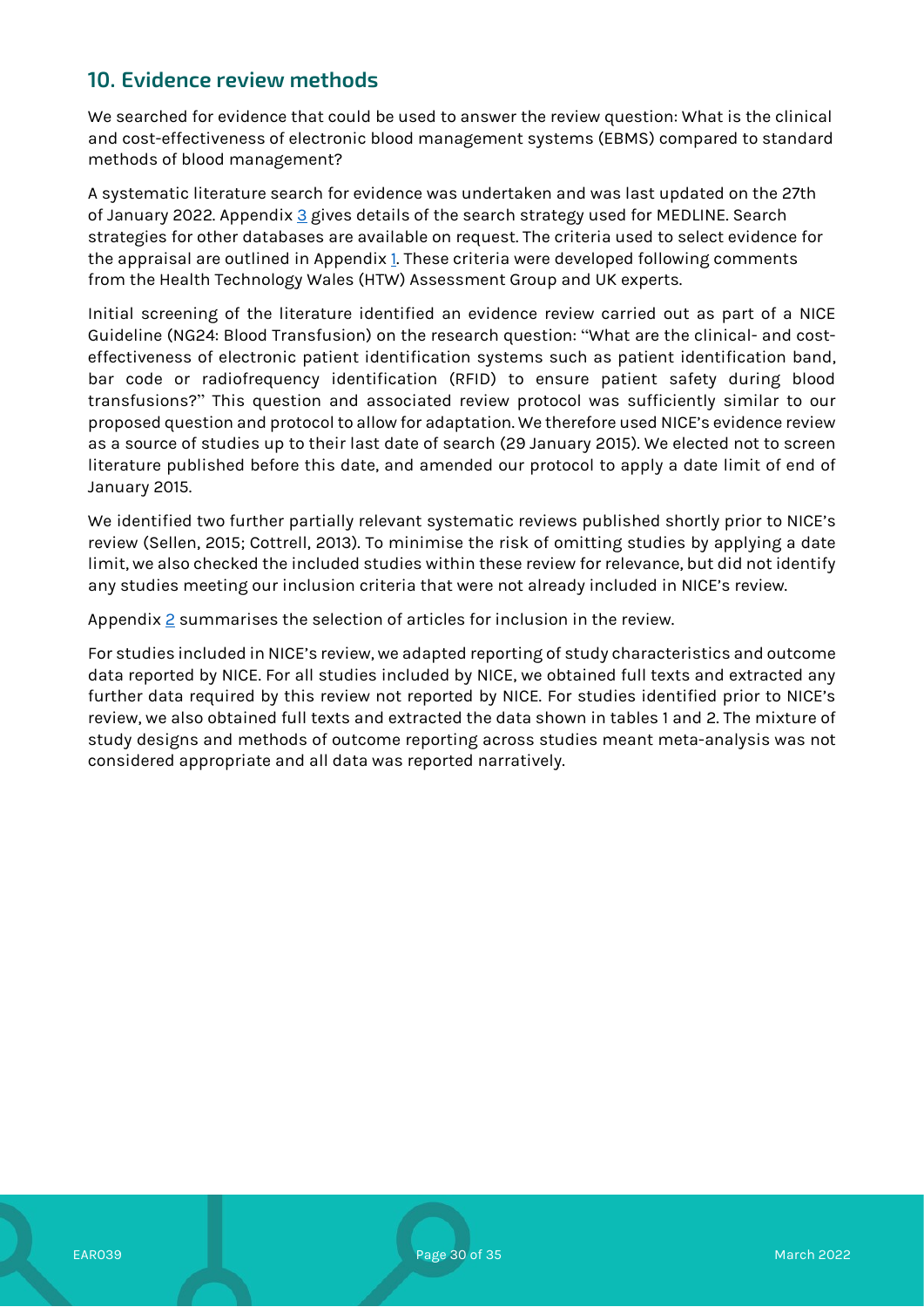## 10. Evidence review methods

We searched for evidence that could be used to answer the review question: What is the clinical and cost-effectiveness of electronic blood management systems (EBMS) compared to standard methods of blood management?

A systematic literature search for evidence was undertaken and was last updated on the 27th of January 2022. Appendix 3 gives details of the search strategy used for MEDLINE. Search strategies for other databases are available on request. The criteria used to select evidence for the appraisal are outlined in Appendix 1. These criteria were developed following comments from the Health Technology Wales (HTW) Assessment Group and UK experts.

Initial screening of the literature identified an evidence review carried out as part of a NICE Guideline (NG24: Blood Transfusion) on the research question: "What are the clinical- and cost-effectiveness of electronic patient identification systems such as patient identification band, bar code or radiofrequency identification (RFID) to ensure patient safety during blood transfusions?" This question and associated review protocol was sufficiently similar to our proposed question and protocol to allow for adaptation. We therefore used NICE's evidence review as a source of studies up to their last date of search (29 January 2015). We elected not to screen literature published before this date, and amended our protocol to apply a date limit of end of January 2015.

We identified two further partially relevant systematic reviews published shortly prior to NICE's review (Sellen, 2015; Cottrell, 2013). To minimise the risk of omitting studies by applying a date limit, we also checked the included studies within these review for relevance, but did not identify any studies meeting our inclusion criteria that were not already included in NICE's review.

Appendix 2 summarises the selection of articles for inclusion in the review.

For studies included in NICE's review, we adapted reporting of study characteristics and outcome data reported by NICE. For all studies included by NICE, we obtained full texts and extracted any further data required by this review not reported by NICE. For studies identified prior to NICE's review, we also obtained full texts and extracted the data shown in tables 1 and 2. The mixture of study designs and methods of outcome reporting across studies meant meta-analysis was not considered appropriate and all data was reported narratively.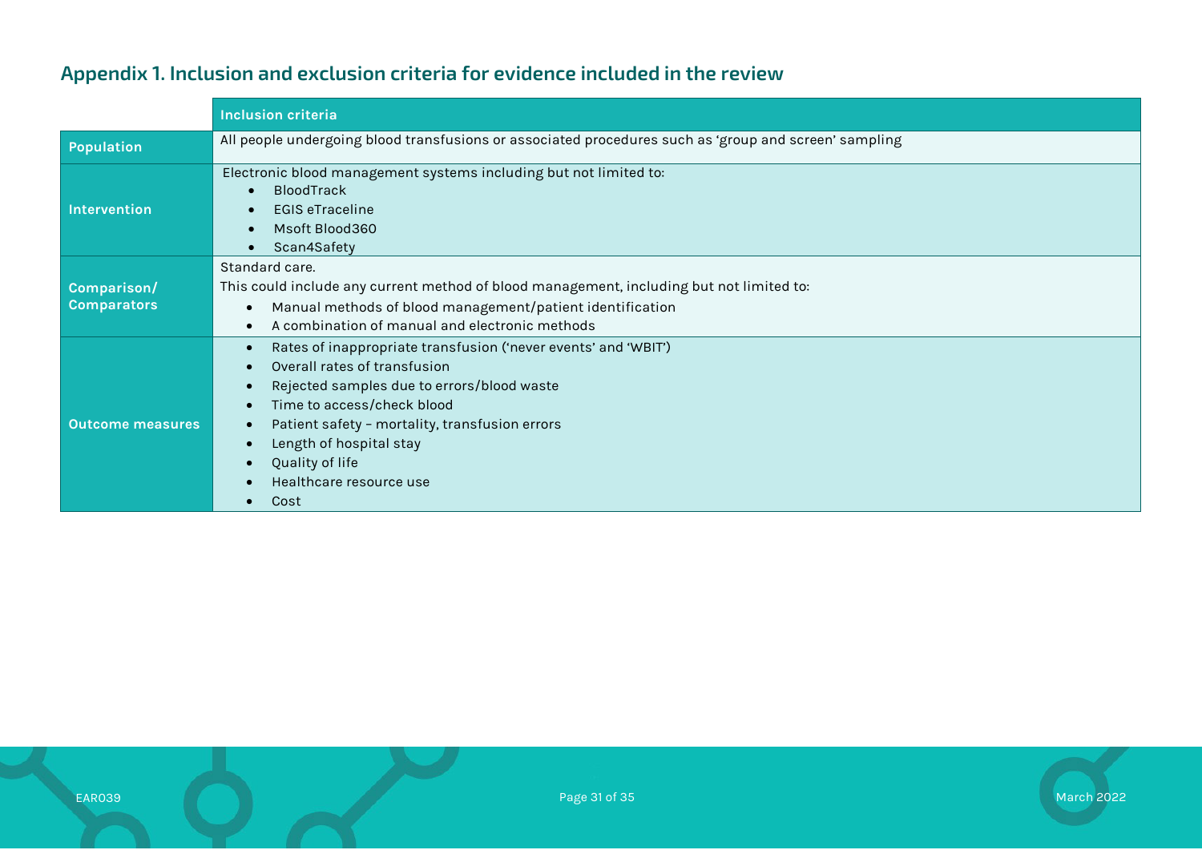## Appendix 1. Inclusion and exclusion criteria for evidence included in the review

| | Inclusion criteria |
|---|---|
| **Population** | All people undergoing blood transfusions or associated procedures such as 'group and screen' sampling |
| **Intervention** | Electronic blood management systems including but not limited to:<br>• BloodTrack<br>• EGIS eTraceline<br>• Msoft Blood360<br>• Scan4Safety |
| **Comparison/ Comparators** | Standard care.<br>This could include any current method of blood management, including but not limited to:<br>• Manual methods of blood management/patient identification<br>• A combination of manual and electronic methods |
| **Outcome measures** | • Rates of inappropriate transfusion ('never events' and 'WBIT')<br>• Overall rates of transfusion<br>• Rejected samples due to errors/blood waste<br>• Time to access/check blood<br>• Patient safety – mortality, transfusion errors<br>• Length of hospital stay<br>• Quality of life<br>• Healthcare resource use<br>• Cost |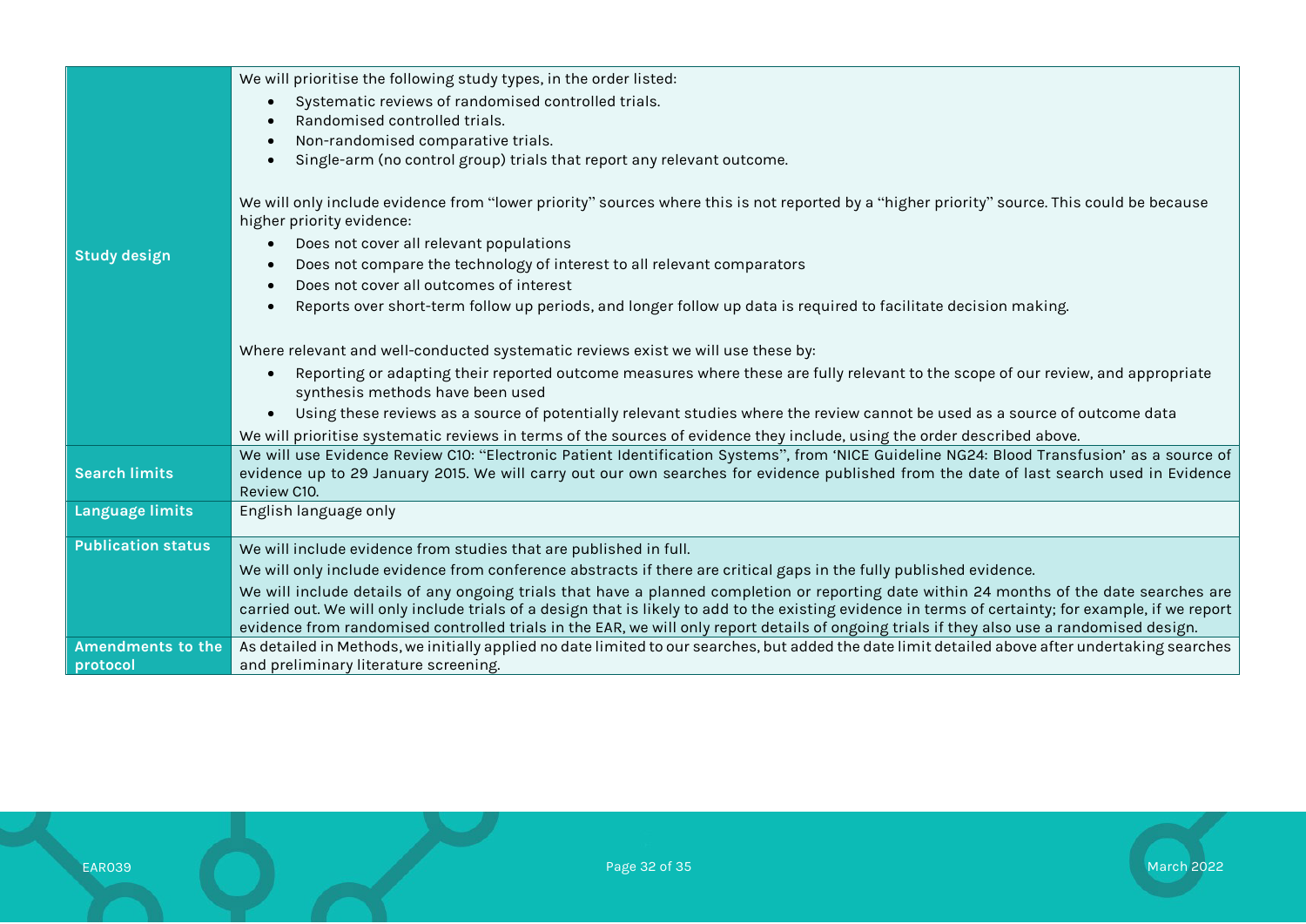| | |
|---|---|
| **Study design** | We will prioritise the following study types, in the order listed:<br>• Systematic reviews of randomised controlled trials.<br>• Randomised controlled trials.<br>• Non-randomised comparative trials.<br>• Single-arm (no control group) trials that report any relevant outcome.<br><br>We will only include evidence from "lower priority" sources where this is not reported by a "higher priority" source. This could be because higher priority evidence:<br>• Does not cover all relevant populations<br>• Does not compare the technology of interest to all relevant comparators<br>• Does not cover all outcomes of interest<br>• Reports over short-term follow up periods, and longer follow up data is required to facilitate decision making.<br><br>Where relevant and well-conducted systematic reviews exist we will use these by:<br>• Reporting or adapting their reported outcome measures where these are fully relevant to the scope of our review, and appropriate synthesis methods have been used<br>• Using these reviews as a source of potentially relevant studies where the review cannot be used as a source of outcome data<br>We will prioritise systematic reviews in terms of the sources of evidence they include, using the order described above. |
| **Search limits** | We will use Evidence Review C10: "Electronic Patient Identification Systems", from 'NICE Guideline NG24: Blood Transfusion' as a source of evidence up to 29 January 2015. We will carry out our own searches for evidence published from the date of last search used in Evidence Review C10. |
| **Language limits** | English language only |
| **Publication status** | We will include evidence from studies that are published in full.<br>We will only include evidence from conference abstracts if there are critical gaps in the fully published evidence.<br>We will include details of any ongoing trials that have a planned completion or reporting date within 24 months of the date searches are carried out. We will only include trials of a design that is likely to add to the existing evidence in terms of certainty; for example, if we report evidence from randomised controlled trials in the EAR, we will only report details of ongoing trials if they also use a randomised design. |
| **Amendments to the protocol** | As detailed in Methods, we initially applied no date limited to our searches, but added the date limit detailed above after undertaking searches and preliminary literature screening. |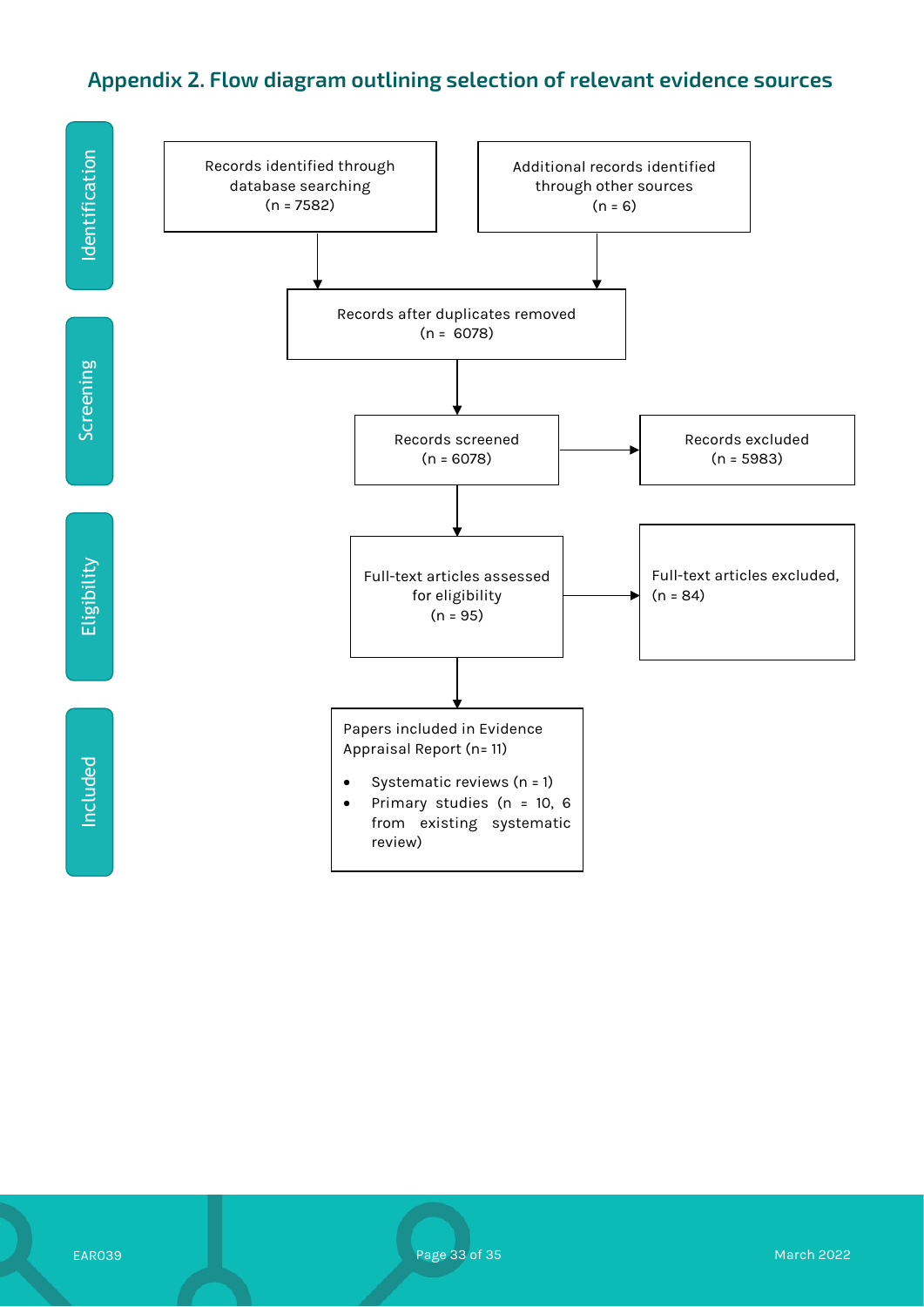## Appendix 2. Flow diagram outlining selection of relevant evidence sources

**Identification**

Records identified through database searching (n = 7582)

Additional records identified through other sources (n = 6)

**Screening**

Records after duplicates removed (n = 6078)

Records screened (n = 6078)

Records excluded (n = 5983)

**Eligibility**

Full-text articles assessed for eligibility (n = 95)

Full-text articles excluded, (n = 84)

**Included**

Papers included in Evidence Appraisal Report (n= 11)

- Systematic reviews (n = 1)
- Primary studies (n = 10, 6 from existing systematic review)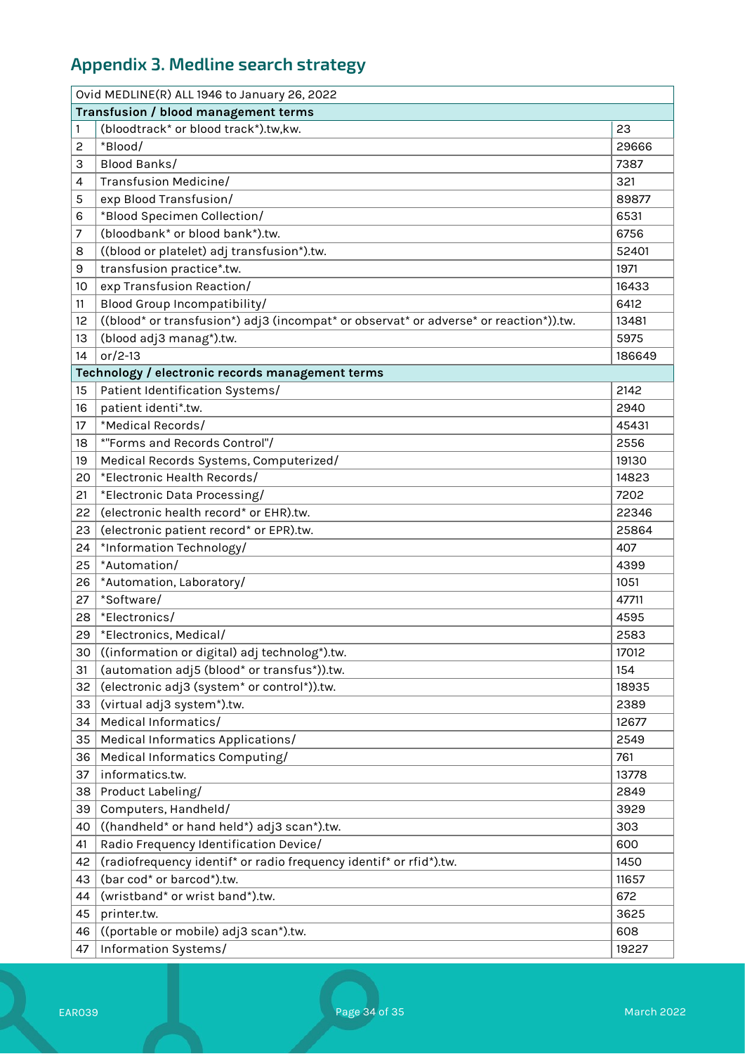## Appendix 3. Medline search strategy

| Ovid MEDLINE(R) ALL 1946 to January 26, 2022 | | |
|---|---|---|
| **Transfusion / blood management terms** | | |
| 1 | (bloodtrack* or blood track*).tw,kw. | 23 |
| 2 | *Blood/ | 29666 |
| 3 | Blood Banks/ | 7387 |
| 4 | Transfusion Medicine/ | 321 |
| 5 | exp Blood Transfusion/ | 89877 |
| 6 | *Blood Specimen Collection/ | 6531 |
| 7 | (bloodbank* or blood bank*).tw. | 6756 |
| 8 | ((blood or platelet) adj transfusion*).tw. | 52401 |
| 9 | transfusion practice*.tw. | 1971 |
| 10 | exp Transfusion Reaction/ | 16433 |
| 11 | Blood Group Incompatibility/ | 6412 |
| 12 | ((blood* or transfusion*) adj3 (incompat* or observat* or adverse* or reaction*)).tw. | 13481 |
| 13 | (blood adj3 manag*).tw. | 5975 |
| 14 | or/2-13 | 186649 |
| **Technology / electronic records management terms** | | |
| 15 | Patient Identification Systems/ | 2142 |
| 16 | patient identi*.tw. | 2940 |
| 17 | *Medical Records/ | 45431 |
| 18 | *"Forms and Records Control"/ | 2556 |
| 19 | Medical Records Systems, Computerized/ | 19130 |
| 20 | *Electronic Health Records/ | 14823 |
| 21 | *Electronic Data Processing/ | 7202 |
| 22 | (electronic health record* or EHR).tw. | 22346 |
| 23 | (electronic patient record* or EPR).tw. | 25864 |
| 24 | *Information Technology/ | 407 |
| 25 | *Automation/ | 4399 |
| 26 | *Automation, Laboratory/ | 1051 |
| 27 | *Software/ | 47711 |
| 28 | *Electronics/ | 4595 |
| 29 | *Electronics, Medical/ | 2583 |
| 30 | ((information or digital) adj technolog*).tw. | 17012 |
| 31 | (automation adj5 (blood* or transfus*)).tw. | 154 |
| 32 | (electronic adj3 (system* or control*)).tw. | 18935 |
| 33 | (virtual adj3 system*).tw. | 2389 |
| 34 | Medical Informatics/ | 12677 |
| 35 | Medical Informatics Applications/ | 2549 |
| 36 | Medical Informatics Computing/ | 761 |
| 37 | informatics.tw. | 13778 |
| 38 | Product Labeling/ | 2849 |
| 39 | Computers, Handheld/ | 3929 |
| 40 | ((handheld* or hand held*) adj3 scan*).tw. | 303 |
| 41 | Radio Frequency Identification Device/ | 600 |
| 42 | (radiofrequency identif* or radio frequency identif* or rfid*).tw. | 1450 |
| 43 | (bar cod* or barcod*).tw. | 11657 |
| 44 | (wristband* or wrist band*).tw. | 672 |
| 45 | printer.tw. | 3625 |
| 46 | ((portable or mobile) adj3 scan*).tw. | 608 |
| 47 | Information Systems/ | 19227 |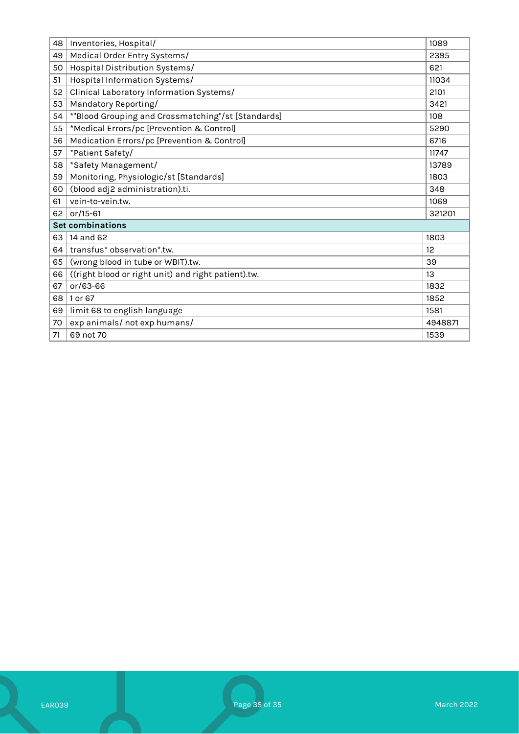| | | |
|---|---|---|
| 48 | Inventories, Hospital/ | 1089 |
| 49 | Medical Order Entry Systems/ | 2395 |
| 50 | Hospital Distribution Systems/ | 621 |
| 51 | Hospital Information Systems/ | 11034 |
| 52 | Clinical Laboratory Information Systems/ | 2101 |
| 53 | Mandatory Reporting/ | 3421 |
| 54 | *"Blood Grouping and Crossmatching"/st [Standards] | 108 |
| 55 | *Medical Errors/pc [Prevention & Control] | 5290 |
| 56 | Medication Errors/pc [Prevention & Control] | 6716 |
| 57 | *Patient Safety/ | 11747 |
| 58 | *Safety Management/ | 13789 |
| 59 | Monitoring, Physiologic/st [Standards] | 1803 |
| 60 | (blood adj2 administration).ti. | 348 |
| 61 | vein-to-vein.tw. | 1069 |
| 62 | or/15-61 | 321201 |
| **Set combinations** | | |
| 63 | 14 and 62 | 1803 |
| 64 | transfus* observation*.tw. | 12 |
| 65 | (wrong blood in tube or WBIT).tw. | 39 |
| 66 | ((right blood or right unit) and right patient).tw. | 13 |
| 67 | or/63-66 | 1832 |
| 68 | 1 or 67 | 1852 |
| 69 | limit 68 to english language | 1581 |
| 70 | exp animals/ not exp humans/ | 4948871 |
| 71 | 69 not 70 | 1539 |